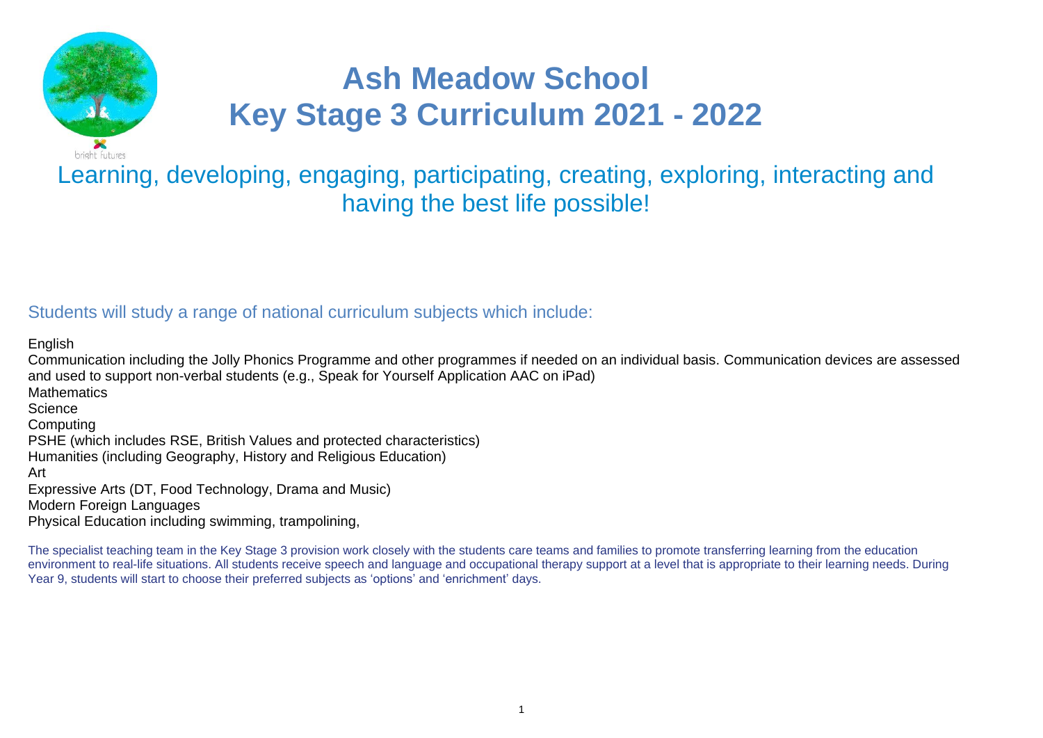# Ash Meadow School
# Key Stage 3 Curriculum 2021 - 2022

bright futures

Learning, developing, engaging, participating, creating, exploring, interacting and having the best life possible!

## Students will study a range of national curriculum subjects which include:

English
Communication including the Jolly Phonics Programme and other programmes if needed on an individual basis. Communication devices are assessed and used to support non-verbal students (e.g., Speak for Yourself Application AAC on iPad)
Mathematics
Science
Computing
PSHE (which includes RSE, British Values and protected characteristics)
Humanities (including Geography, History and Religious Education)
Art
Expressive Arts (DT, Food Technology, Drama and Music)
Modern Foreign Languages
Physical Education including swimming, trampolining,

The specialist teaching team in the Key Stage 3 provision work closely with the students care teams and families to promote transferring learning from the education environment to real-life situations. All students receive speech and language and occupational therapy support at a level that is appropriate to their learning needs. During Year 9, students will start to choose their preferred subjects as 'options' and 'enrichment' days.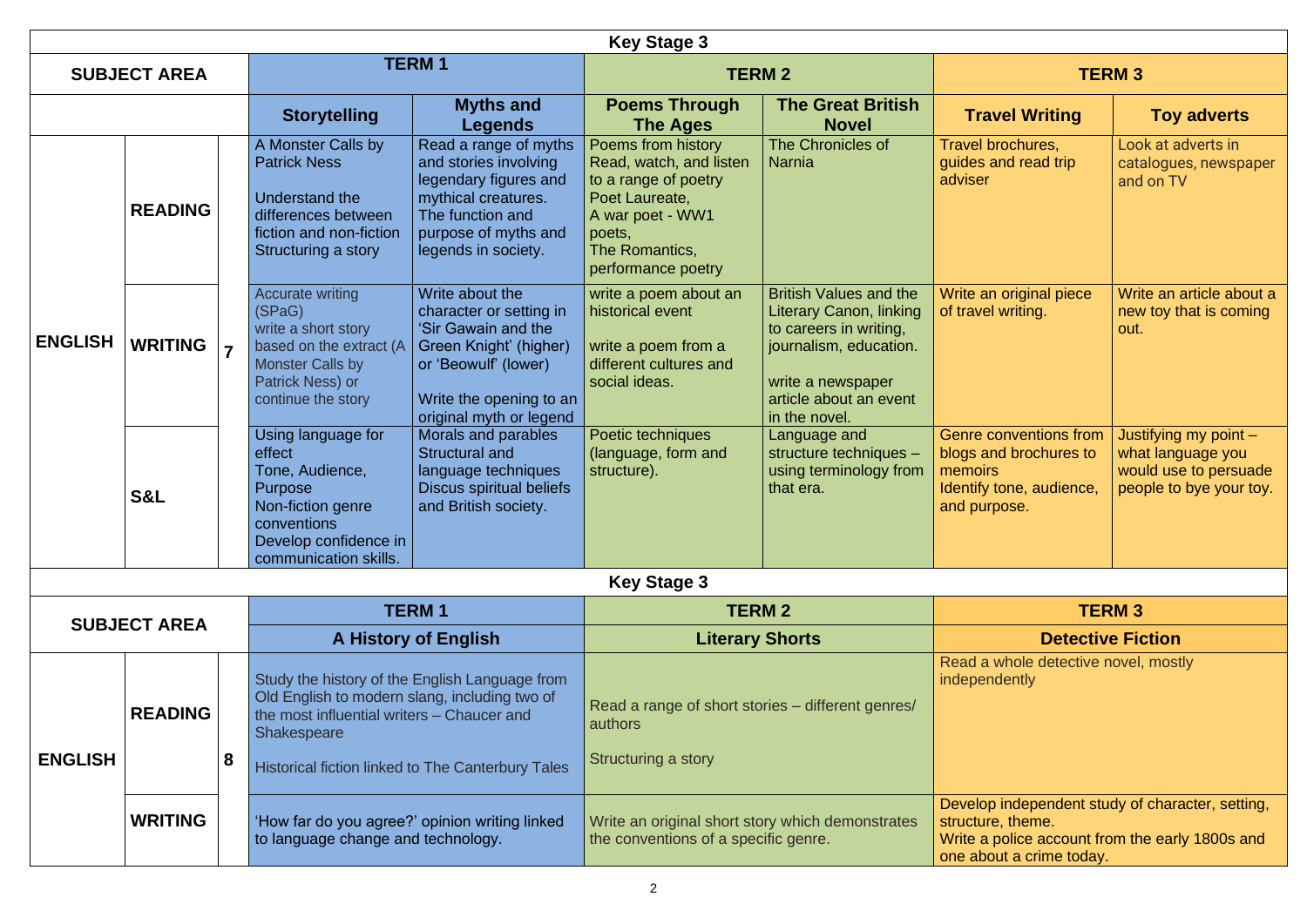## Key Stage 3

| SUBJECT AREA | | | TERM 1 | | TERM 2 | | TERM 3 | |
|---|---|---|---|---|---|---|---|---|
| | | | **Storytelling** | **Myths and Legends** | **Poems Through The Ages** | **The Great British Novel** | **Travel Writing** | **Toy adverts** |
| **ENGLISH** | **READING** | **7** | A Monster Calls by Patrick Ness<br><br>Understand the differences between fiction and non-fiction<br>Structuring a story | Read a range of myths and stories involving legendary figures and mythical creatures.<br>The function and purpose of myths and legends in society. | Poems from history<br>Read, watch, and listen to a range of poetry<br>Poet Laureate,<br>A war poet - WW1 poets,<br>The Romantics,<br>performance poetry | The Chronicles of Narnia | Travel brochures, guides and read trip adviser | Look at adverts in catalogues, newspaper and on TV |
| | **WRITING** | | Accurate writing (SPaG)<br>write a short story based on the extract (A Monster Calls by Patrick Ness) or continue the story | Write about the character or setting in 'Sir Gawain and the Green Knight' (higher) or 'Beowulf' (lower)<br><br>Write the opening to an original myth or legend | write a poem about an historical event<br><br>write a poem from a different cultures and social ideas. | British Values and the Literary Canon, linking to careers in writing, journalism, education.<br><br>write a newspaper article about an event in the novel. | Write an original piece of travel writing. | Write an article about a new toy that is coming out. |
| | **S&L** | | Using language for effect<br>Tone, Audience, Purpose<br>Non-fiction genre conventions<br>Develop confidence in communication skills. | Morals and parables<br>Structural and language techniques<br>Discus spiritual beliefs and British society. | Poetic techniques (language, form and structure). | Language and structure techniques – using terminology from that era. | Genre conventions from blogs and brochures to memoirs<br>Identify tone, audience, and purpose. | Justifying my point – what language you would use to persuade people to bye your toy. |

## Key Stage 3

| SUBJECT AREA | | | TERM 1 | TERM 2 | TERM 3 |
|---|---|---|---|---|---|
| | | | **A History of English** | **Literary Shorts** | **Detective Fiction** |
| **ENGLISH** | **READING** | **8** | Study the history of the English Language from Old English to modern slang, including two of the most influential writers – Chaucer and Shakespeare<br><br>Historical fiction linked to The Canterbury Tales | Read a range of short stories – different genres/ authors<br><br>Structuring a story | Read a whole detective novel, mostly independently |
| | **WRITING** | | 'How far do you agree?' opinion writing linked to language change and technology. | Write an original short story which demonstrates the conventions of a specific genre. | Develop independent study of character, setting, structure, theme.<br>Write a police account from the early 1800s and one about a crime today. |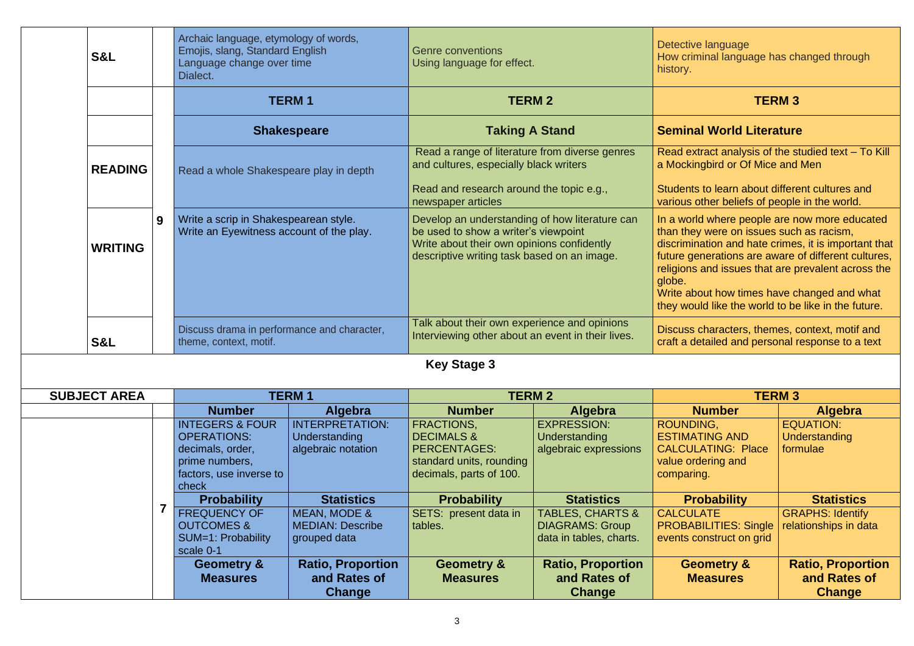| | | Term 1 | Term 2 | Term 3 |
|---|---|---|---|---|
| **S&L** | | Archaic language, etymology of words, Emojis, slang, Standard English<br>Language change over time<br>Dialect. | Genre conventions<br>Using language for effect. | Detective language<br>How criminal language has changed through history. |
| | 9 | **TERM 1** | **TERM 2** | **TERM 3** |
| | | **Shakespeare** | **Taking A Stand** | **Seminal World Literature** |
| **READING** | | Read a whole Shakespeare play in depth | Read a range of literature from diverse genres and cultures, especially black writers<br><br>Read and research around the topic e.g., newspaper articles | Read extract analysis of the studied text – To Kill a Mockingbird or Of Mice and Men<br><br>Students to learn about different cultures and various other beliefs of people in the world. |
| **WRITING** | | Write a scrip in Shakespearean style.<br>Write an Eyewitness account of the play. | Develop an understanding of how literature can be used to show a writer's viewpoint<br>Write about their own opinions confidently<br>descriptive writing task based on an image. | In a world where people are now more educated than they were on issues such as racism, discrimination and hate crimes, it is important that future generations are aware of different cultures, religions and issues that are prevalent across the globe.<br>Write about how times have changed and what they would like the world to be like in the future. |
| **S&L** | | Discuss drama in performance and character, theme, context, motif. | Talk about their own experience and opinions<br>Interviewing other about an event in their lives. | Discuss characters, themes, context, motif and craft a detailed and personal response to a text |

## Key Stage 3

| SUBJECT AREA | | TERM 1 | | TERM 2 | | TERM 3 | |
|---|---|---|---|---|---|---|---|
| | | **Number** | **Algebra** | **Number** | **Algebra** | **Number** | **Algebra** |
| | 7 | INTEGERS & FOUR OPERATIONS: decimals, order, prime numbers, factors, use inverse to check | INTERPRETATION: Understanding algebraic notation | FRACTIONS, DECIMALS & PERCENTAGES: standard units, rounding decimals, parts of 100. | EXPRESSION: Understanding algebraic expressions | ROUNDING, ESTIMATING AND CALCULATING: Place value ordering and comparing. | EQUATION: Understanding formulae |
| | | **Probability** | **Statistics** | **Probability** | **Statistics** | **Probability** | **Statistics** |
| | | FREQUENCY OF OUTCOMES & SUM=1: Probability scale 0-1 | MEAN, MODE & MEDIAN: Describe grouped data | SETS: present data in tables. | TABLES, CHARTS & DIAGRAMS: Group data in tables, charts. | CALCULATE PROBABILITIES: Single events construct on grid | GRAPHS: Identify relationships in data |
| | | **Geometry & Measures** | **Ratio, Proportion and Rates of Change** | **Geometry & Measures** | **Ratio, Proportion and Rates of Change** | **Geometry & Measures** | **Ratio, Proportion and Rates of Change** |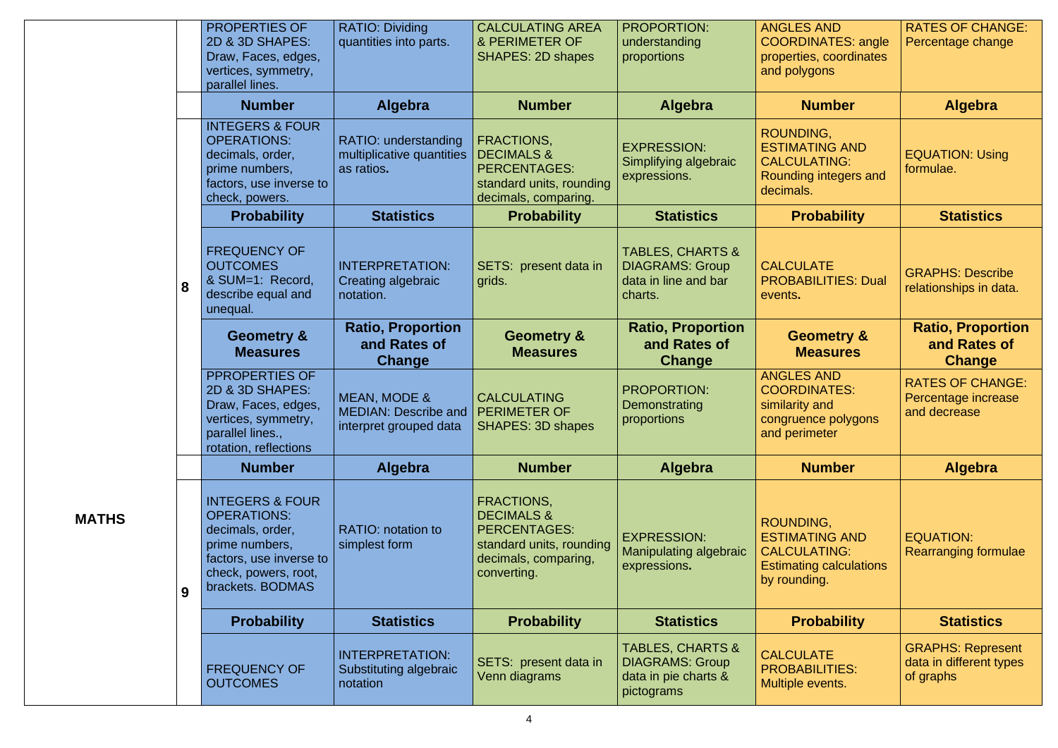| | | | | | | | |
|---|---|---|---|---|---|---|---|
| MATHS | | PROPERTIES OF 2D & 3D SHAPES: Draw, Faces, edges, vertices, symmetry, parallel lines. | RATIO: Dividing quantities into parts. | CALCULATING AREA & PERIMETER OF SHAPES: 2D shapes | PROPORTION: understanding proportions | ANGLES AND COORDINATES: angle properties, coordinates and polygons | RATES OF CHANGE: Percentage change |
| | | **Number** | **Algebra** | **Number** | **Algebra** | **Number** | **Algebra** |
| | 8 | INTEGERS & FOUR OPERATIONS: decimals, order, prime numbers, factors, use inverse to check, powers. | RATIO: understanding multiplicative quantities as ratios**.** | FRACTIONS, DECIMALS & PERCENTAGES: standard units, rounding decimals, comparing. | EXPRESSION: Simplifying algebraic expressions. | ROUNDING, ESTIMATING AND CALCULATING: Rounding integers and decimals. | EQUATION: Using formulae. |
| | | **Probability** | **Statistics** | **Probability** | **Statistics** | **Probability** | **Statistics** |
| | | FREQUENCY OF OUTCOMES & SUM=1: Record, describe equal and unequal. | INTERPRETATION: Creating algebraic notation. | SETS: present data in grids. | TABLES, CHARTS & DIAGRAMS: Group data in line and bar charts. | CALCULATE PROBABILITIES: Dual events**.** | GRAPHS: Describe relationships in data. |
| | | **Geometry & Measures** | **Ratio, Proportion and Rates of Change** | **Geometry & Measures** | **Ratio, Proportion and Rates of Change** | **Geometry & Measures** | **Ratio, Proportion and Rates of Change** |
| | | PPROPERTIES OF 2D & 3D SHAPES: Draw, Faces, edges, vertices, symmetry, parallel lines., rotation, reflections | MEAN, MODE & MEDIAN: Describe and interpret grouped data | CALCULATING PERIMETER OF SHAPES: 3D shapes | PROPORTION: Demonstrating proportions | ANGLES AND COORDINATES: similarity and congruence polygons and perimeter | RATES OF CHANGE: Percentage increase and decrease |
| | | **Number** | **Algebra** | **Number** | **Algebra** | **Number** | **Algebra** |
| | 9 | INTEGERS & FOUR OPERATIONS: decimals, order, prime numbers, factors, use inverse to check, powers, root, brackets. BODMAS | RATIO: notation to simplest form | FRACTIONS, DECIMALS & PERCENTAGES: standard units, rounding decimals, comparing, converting. | EXPRESSION: Manipulating algebraic expressions**.** | ROUNDING, ESTIMATING AND CALCULATING: Estimating calculations by rounding. | EQUATION: Rearranging formulae |
| | | **Probability** | **Statistics** | **Probability** | **Statistics** | **Probability** | **Statistics** |
| | | FREQUENCY OF OUTCOMES | INTERPRETATION: Substituting algebraic notation | SETS: present data in Venn diagrams | TABLES, CHARTS & DIAGRAMS: Group data in pie charts & pictograms | CALCULATE PROBABILITIES: Multiple events. | GRAPHS: Represent data in different types of graphs |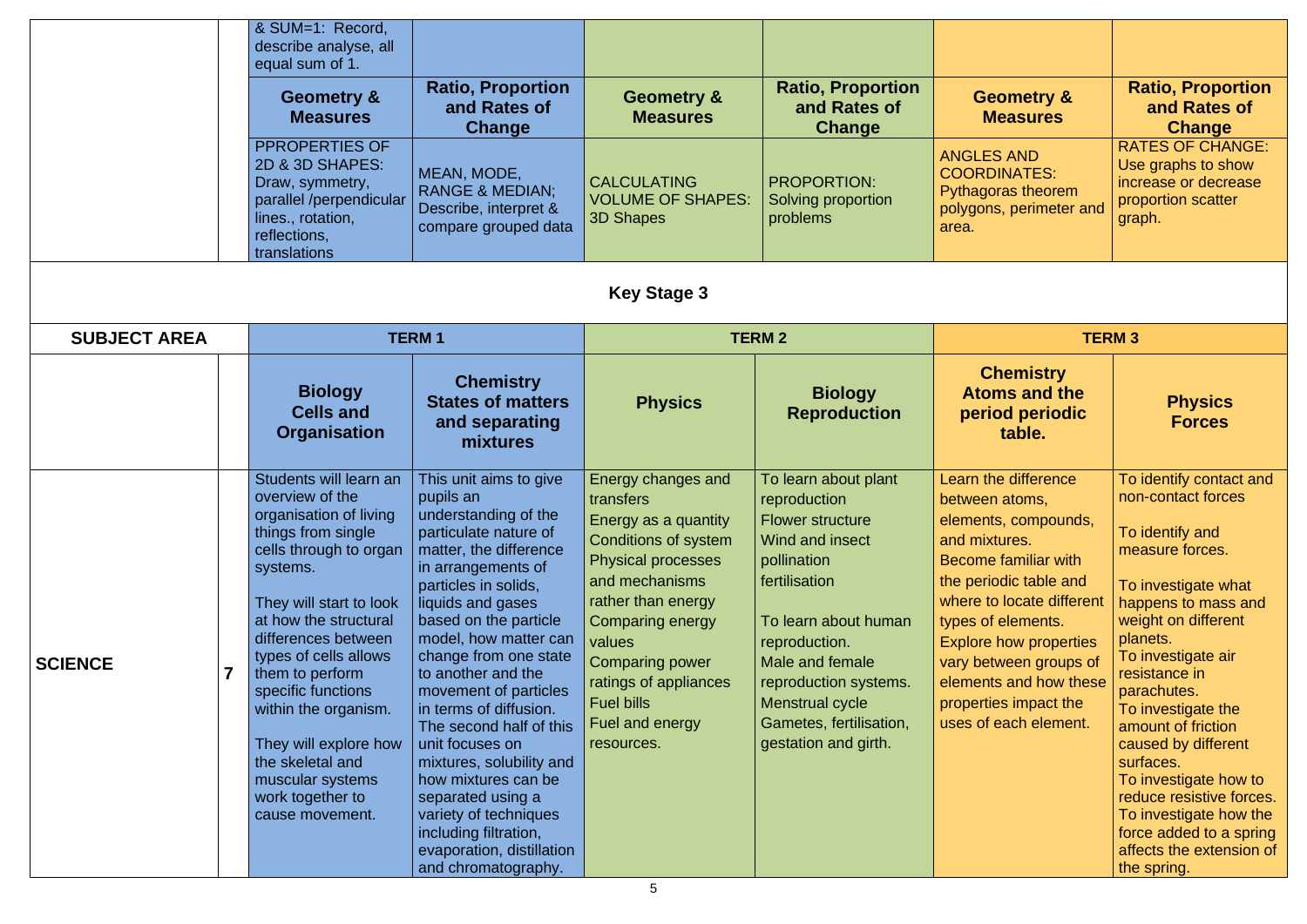| | | | | | | | |
|---|---|---|---|---|---|---|---|
| | | & SUM=1: Record, describe analyse, all equal sum of 1. | | | | | |
| | | **Geometry & Measures** | **Ratio, Proportion and Rates of Change** | **Geometry & Measures** | **Ratio, Proportion and Rates of Change** | **Geometry & Measures** | **Ratio, Proportion and Rates of Change** |
| | | PPROPERTIES OF 2D & 3D SHAPES: Draw, symmetry, parallel /perpendicular lines., rotation, reflections, translations | MEAN, MODE, RANGE & MEDIAN; Describe, interpret & compare grouped data | CALCULATING VOLUME OF SHAPES: 3D Shapes | PROPORTION: Solving proportion problems | ANGLES AND COORDINATES: Pythagoras theorem polygons, perimeter and area. | RATES OF CHANGE: Use graphs to show increase or decrease proportion scatter graph. |

## Key Stage 3

| SUBJECT AREA | | TERM 1 | | TERM 2 | | TERM 3 | |
|---|---|---|---|---|---|---|---|
| | | **Biology Cells and Organisation** | **Chemistry States of matters and separating mixtures** | **Physics** | **Biology Reproduction** | **Chemistry Atoms and the period periodic table.** | **Physics Forces** |
| **SCIENCE** | **7** | Students will learn an overview of the organisation of living things from single cells through to organ systems.<br><br>They will start to look at how the structural differences between types of cells allows them to perform specific functions within the organism.<br><br>They will explore how the skeletal and muscular systems work together to cause movement. | This unit aims to give pupils an understanding of the particulate nature of matter, the difference in arrangements of particles in solids, liquids and gases based on the particle model, how matter can change from one state to another and the movement of particles in terms of diffusion. The second half of this unit focuses on mixtures, solubility and how mixtures can be separated using a variety of techniques including filtration, evaporation, distillation and chromatography. | Energy changes and transfers<br>Energy as a quantity<br>Conditions of system<br>Physical processes and mechanisms rather than energy<br>Comparing energy values<br>Comparing power ratings of appliances<br>Fuel bills<br>Fuel and energy resources. | To learn about plant reproduction<br>Flower structure<br>Wind and insect pollination<br>fertilisation<br><br>To learn about human reproduction.<br>Male and female reproduction systems.<br>Menstrual cycle<br>Gametes, fertilisation, gestation and girth. | Learn the difference between atoms, elements, compounds, and mixtures.<br>Become familiar with the periodic table and where to locate different types of elements.<br>Explore how properties vary between groups of elements and how these properties impact the uses of each element. | To identify contact and non-contact forces<br><br>To identify and measure forces.<br><br>To investigate what happens to mass and weight on different planets.<br>To investigate air resistance in parachutes.<br>To investigate the amount of friction caused by different surfaces.<br>To investigate how to reduce resistive forces.<br>To investigate how the force added to a spring affects the extension of the spring. |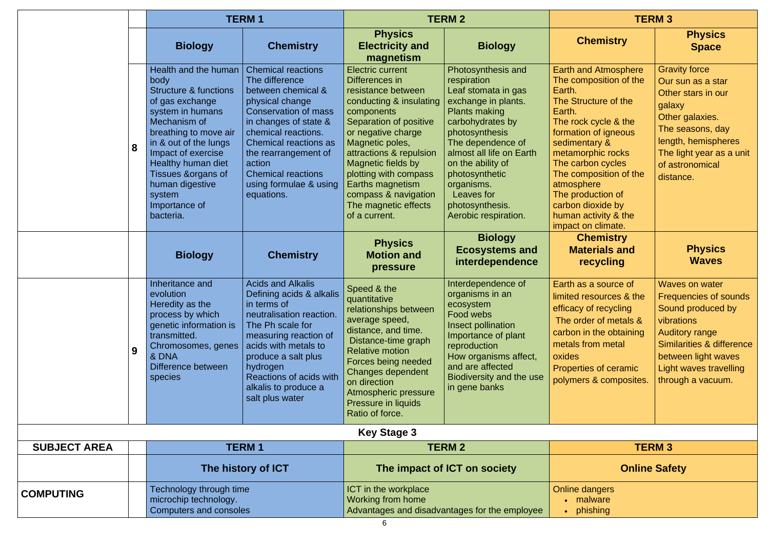| | | TERM 1 | | TERM 2 | | TERM 3 | |
|---|---|---|---|---|---|---|---|
| | | **Biology** | **Chemistry** | **Physics Electricity and magnetism** | **Biology** | **Chemistry** | **Physics Space** |
| | **8** | Health and the human body<br>Structure & functions of gas exchange system in humans<br>Mechanism of breathing to move air in & out of the lungs<br>Impact of exercise<br>Healthy human diet<br>Tissues &organs of human digestive system<br>Importance of bacteria. | Chemical reactions<br>The difference between chemical & physical change<br>Conservation of mass in changes of state & chemical reactions.<br>Chemical reactions as the rearrangement of action<br>Chemical reactions using formulae & using equations. | Electric current<br>Differences in resistance between conducting & insulating components<br>Separation of positive or negative charge<br>Magnetic poles, attractions & repulsion<br>Magnetic fields by plotting with compass<br>Earths magnetism compass & navigation<br>The magnetic effects of a current. | Photosynthesis and respiration<br>Leaf stomata in gas exchange in plants.<br>Plants making carbohydrates by photosynthesis<br>The dependence of almost all life on Earth on the ability of photosynthetic organisms.<br>Leaves for photosynthesis.<br>Aerobic respiration. | Earth and Atmosphere<br>The composition of the Earth.<br>The Structure of the Earth.<br>The rock cycle & the formation of igneous sedimentary & metamorphic rocks<br>The carbon cycles<br>The composition of the atmosphere<br>The production of carbon dioxide by human activity & the impact on climate. | Gravity force<br>Our sun as a star<br>Other stars in our galaxy<br>Other galaxies.<br>The seasons, day length, hemispheres<br>The light year as a unit of astronomical distance. |
| | | **Biology** | **Chemistry** | **Physics Motion and pressure** | **Biology Ecosystems and interdependence** | **Chemistry Materials and recycling** | **Physics Waves** |
| | **9** | Inheritance and evolution<br>Heredity as the process by which genetic information is transmitted.<br>Chromosomes, genes & DNA<br>Difference between species | Acids and Alkalis<br>Defining acids & alkalis in terms of neutralisation reaction.<br>The Ph scale for measuring reaction of acids with metals to produce a salt plus hydrogen<br>Reactions of acids with alkalis to produce a salt plus water | Speed & the quantitative relationships between average speed, distance, and time.<br>Distance-time graph<br>Relative motion<br>Forces being needed<br>Changes dependent on direction<br>Atmospheric pressure<br>Pressure in liquids<br>Ratio of force. | Interdependence of organisms in an ecosystem<br>Food webs<br>Insect pollination<br>Importance of plant reproduction<br>How organisms affect, and are affected<br>Biodiversity and the use in gene banks | Earth as a source of limited resources & the efficacy of recycling<br>The order of metals & carbon in the obtaining metals from metal oxides<br>Properties of ceramic polymers & composites. | Waves on water<br>Frequencies of sounds<br>Sound produced by vibrations<br>Auditory range<br>Similarities & difference between light waves<br>Light waves travelling through a vacuum. |

**Key Stage 3**

| SUBJECT AREA | | TERM 1 | TERM 2 | TERM 3 |
|---|---|---|---|---|
| | | **The history of ICT** | **The impact of ICT on society** | **Online Safety** |
| **COMPUTING** | | Technology through time<br>microchip technology.<br>Computers and consoles | ICT in the workplace<br>Working from home<br>Advantages and disadvantages for the employee | Online dangers<br>• malware<br>• phishing |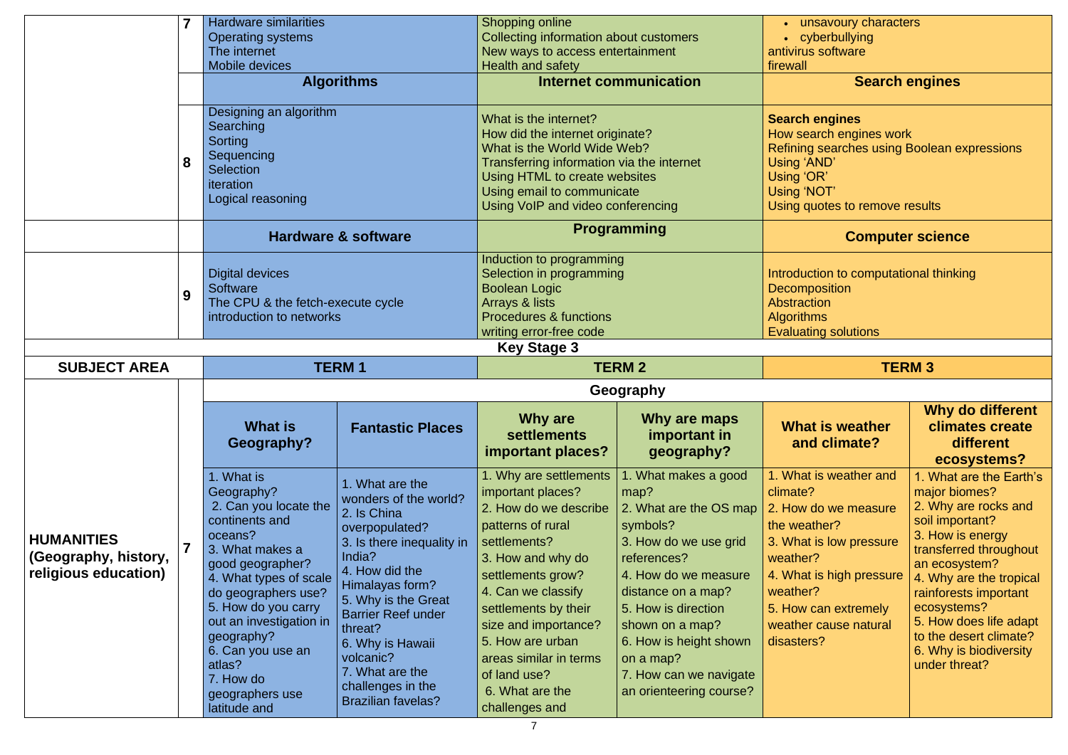| | | Term 1 | | Term 2 | | Term 3 | |
|---|---|---|---|---|---|---|---|
| | 7 | Hardware similarities<br>Operating systems<br>The internet<br>Mobile devices | | Shopping online<br>Collecting information about customers<br>New ways to access entertainment<br>Health and safety | | • unsavoury characters<br>• cyberbullying<br>antivirus software<br>firewall | |
| | | **Algorithms** | | **Internet communication** | | **Search engines** | |
| | 8 | Designing an algorithm<br>Searching<br>Sorting<br>Sequencing<br>Selection<br>iteration<br>Logical reasoning | | What is the internet?<br>How did the internet originate?<br>What is the World Wide Web?<br>Transferring information via the internet<br>Using HTML to create websites<br>Using email to communicate<br>Using VoIP and video conferencing | | **Search engines**<br>How search engines work<br>Refining searches using Boolean expressions<br>Using 'AND'<br>Using 'OR'<br>Using 'NOT'<br>Using quotes to remove results | |
| | | **Hardware & software** | | **Programming** | | **Computer science** | |
| | 9 | Digital devices<br>Software<br>The CPU & the fetch-execute cycle<br>introduction to networks | | Induction to programming<br>Selection in programming<br>Boolean Logic<br>Arrays & lists<br>Procedures & functions<br>writing error-free code | | Introduction to computational thinking<br>Decomposition<br>Abstraction<br>Algorithms<br>Evaluating solutions | |

**Key Stage 3**

| SUBJECT AREA | | TERM 1 | | TERM 2 | | TERM 3 | |
|---|---|---|---|---|---|---|---|
| | | **Geography** | | | | | |
| | | **What is Geography?** | **Fantastic Places** | **Why are settlements important places?** | **Why are maps important in geography?** | **What is weather and climate?** | **Why do different climates create different ecosystems?** |
| **HUMANITIES (Geography, history, religious education)** | 7 | 1. What is Geography?<br>2. Can you locate the continents and oceans?<br>3. What makes a good geographer?<br>4. What types of scale do geographers use?<br>5. How do you carry out an investigation in geography?<br>6. Can you use an atlas?<br>7. How do geographers use latitude and | 1. What are the wonders of the world?<br>2. Is China overpopulated?<br>3. Is there inequality in India?<br>4. How did the Himalayas form?<br>5. Why is the Great Barrier Reef under threat?<br>6. Why is Hawaii volcanic?<br>7. What are the challenges in the Brazilian favelas? | 1. Why are settlements important places?<br>2. How do we describe patterns of rural settlements?<br>3. How and why do settlements grow?<br>4. Can we classify settlements by their size and importance?<br>5. How are urban areas similar in terms of land use?<br>6. What are the challenges and | 1. What makes a good map?<br>2. What are the OS map symbols?<br>3. How do we use grid references?<br>4. How do we measure distance on a map?<br>5. How is direction shown on a map?<br>6. How is height shown on a map?<br>7. How can we navigate an orienteering course? | 1. What is weather and climate?<br>2. How do we measure the weather?<br>3. What is low pressure weather?<br>4. What is high pressure weather?<br>5. How can extremely weather cause natural disasters? | 1. What are the Earth's major biomes?<br>2. Why are rocks and soil important?<br>3. How is energy transferred throughout an ecosystem?<br>4. Why are the tropical rainforests important ecosystems?<br>5. How does life adapt to the desert climate?<br>6. Why is biodiversity under threat? |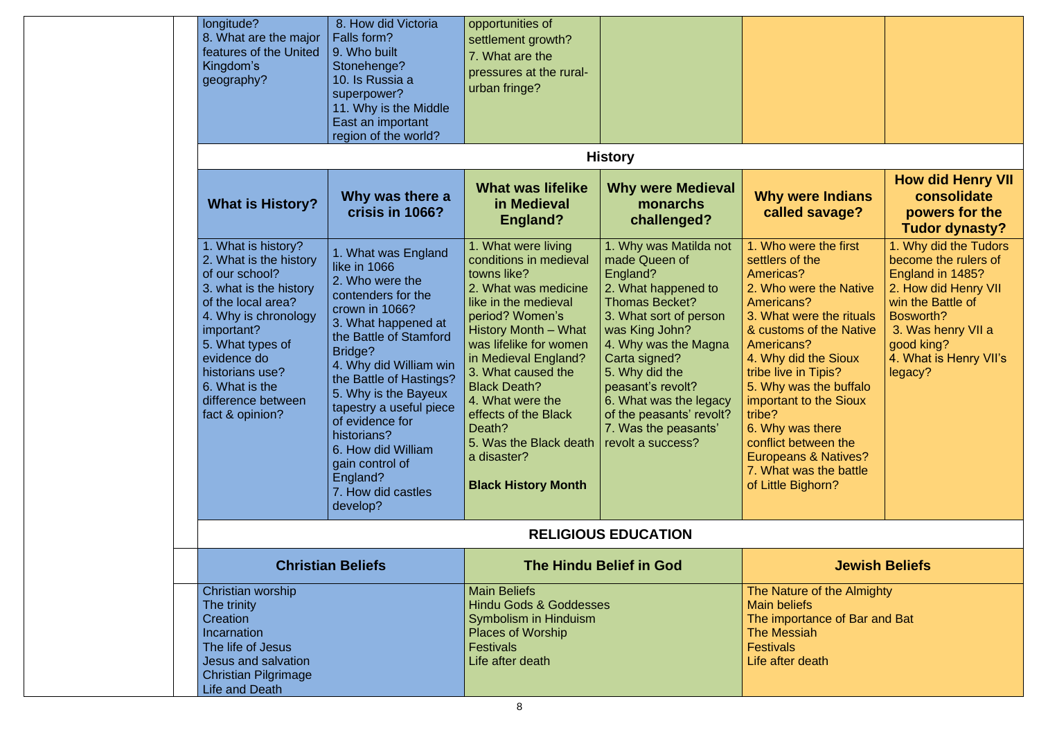| | | | | | |
|---|---|---|---|---|---|
| longitude?<br>8. What are the major features of the United Kingdom's geography? | 8. How did Victoria Falls form?<br>9. Who built Stonehenge?<br>10. Is Russia a superpower?<br>11. Why is the Middle East an important region of the world? | opportunities of settlement growth?<br>7. What are the pressures at the rural-urban fringe? | | | |

## History

| **What is History?** | **Why was there a crisis in 1066?** | **What was lifelike in Medieval England?** | **Why were Medieval monarchs challenged?** | **Why were Indians called savage?** | **How did Henry VII consolidate powers for the Tudor dynasty?** |
|---|---|---|---|---|---|
| 1. What is history?<br>2. What is the history of our school?<br>3. what is the history of the local area?<br>4. Why is chronology important?<br>5. What types of evidence do historians use?<br>6. What is the difference between fact & opinion? | 1. What was England like in 1066<br>2. Who were the contenders for the crown in 1066?<br>3. What happened at the Battle of Stamford Bridge?<br>4. Why did William win the Battle of Hastings?<br>5. Why is the Bayeux tapestry a useful piece of evidence for historians?<br>6. How did William gain control of England?<br>7. How did castles develop? | 1. What were living conditions in medieval towns like?<br>2. What was medicine like in the medieval period? Women's History Month – What was lifelike for women in Medieval England?<br>3. What caused the Black Death?<br>4. What were the effects of the Black Death?<br>5. Was the Black death a disaster?<br><br>**Black History Month** | 1. Why was Matilda not made Queen of England?<br>2. What happened to Thomas Becket?<br>3. What sort of person was King John?<br>4. Why was the Magna Carta signed?<br>5. Why did the peasant's revolt?<br>6. What was the legacy of the peasants' revolt?<br>7. Was the peasants' revolt a success? | 1. Who were the first settlers of the Americas?<br>2. Who were the Native Americans?<br>3. What were the rituals & customs of the Native Americans?<br>4. Why did the Sioux tribe live in Tipis?<br>5. Why was the buffalo important to the Sioux tribe?<br>6. Why was there conflict between the Europeans & Natives?<br>7. What was the battle of Little Bighorn? | 1. Why did the Tudors become the rulers of England in 1485?<br>2. How did Henry VII win the Battle of Bosworth?<br>3. Was henry VII a good king?<br>4. What is Henry VII's legacy? |

## RELIGIOUS EDUCATION

| **Christian Beliefs** | **The Hindu Belief in God** | **Jewish Beliefs** |
|---|---|---|
| Christian worship<br>The trinity<br>Creation<br>Incarnation<br>The life of Jesus<br>Jesus and salvation<br>Christian Pilgrimage<br>Life and Death | Main Beliefs<br>Hindu Gods & Goddesses<br>Symbolism in Hinduism<br>Places of Worship<br>Festivals<br>Life after death | The Nature of the Almighty<br>Main beliefs<br>The importance of Bar and Bat<br>The Messiah<br>Festivals<br>Life after death |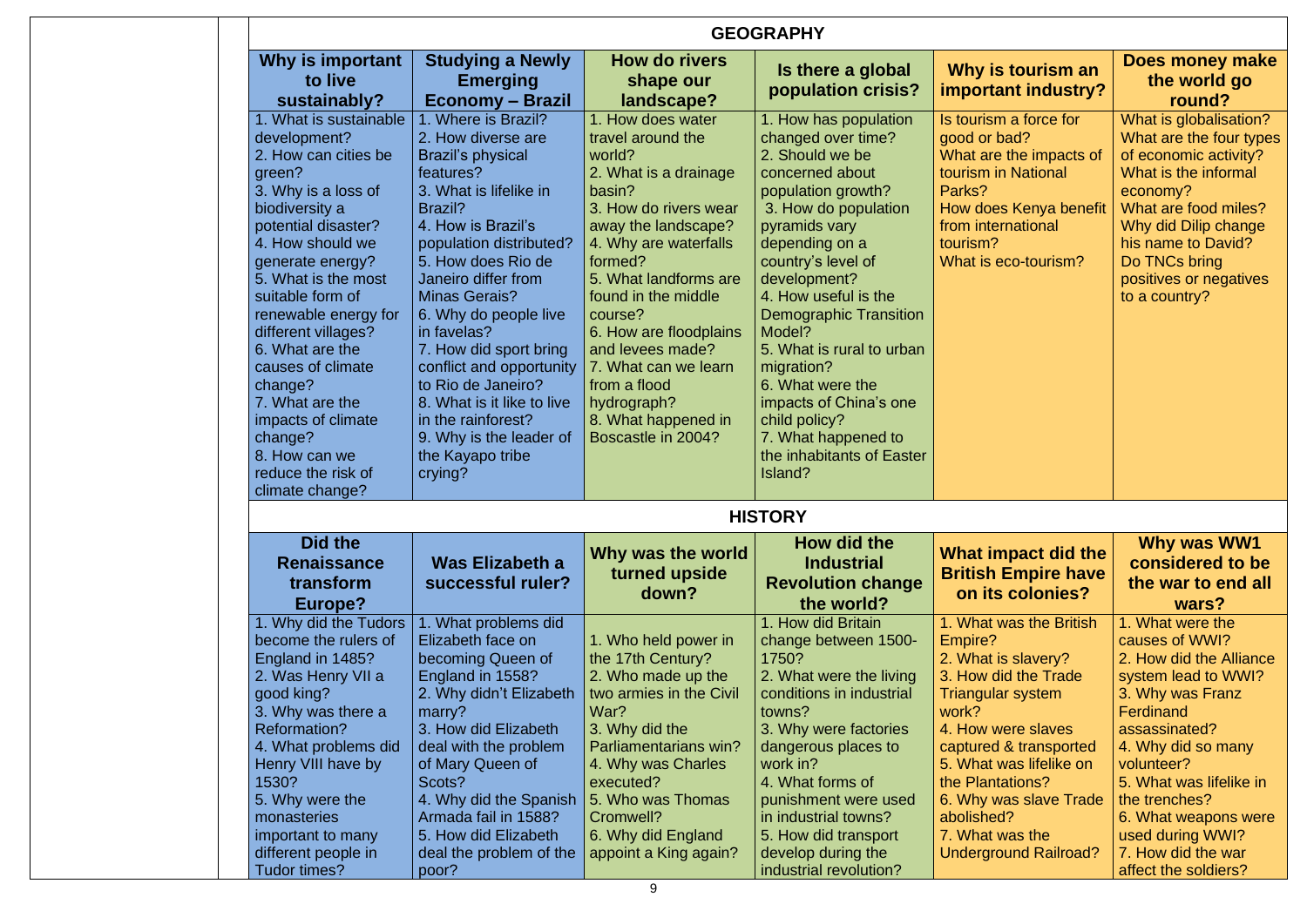## GEOGRAPHY

| Why is important to live sustainably? | Studying a Newly Emerging Economy – Brazil | How do rivers shape our landscape? | Is there a global population crisis? | Why is tourism an important industry? | Does money make the world go round? |
|---|---|---|---|---|---|
| 1. What is sustainable development?<br>2. How can cities be green?<br>3. Why is a loss of biodiversity a potential disaster?<br>4. How should we generate energy?<br>5. What is the most suitable form of renewable energy for different villages?<br>6. What are the causes of climate change?<br>7. What are the impacts of climate change?<br>8. How can we reduce the risk of climate change? | 1. Where is Brazil?<br>2. How diverse are Brazil's physical features?<br>3. What is lifelike in Brazil?<br>4. How is Brazil's population distributed?<br>5. How does Rio de Janeiro differ from Minas Gerais?<br>6. Why do people live in favelas?<br>7. How did sport bring conflict and opportunity to Rio de Janeiro?<br>8. What is it like to live in the rainforest?<br>9. Why is the leader of the Kayapo tribe crying? | 1. How does water travel around the world?<br>2. What is a drainage basin?<br>3. How do rivers wear away the landscape?<br>4. Why are waterfalls formed?<br>5. What landforms are found in the middle course?<br>6. How are floodplains and levees made?<br>7. What can we learn from a flood hydrograph?<br>8. What happened in Boscastle in 2004? | 1. How has population changed over time?<br>2. Should we be concerned about population growth?<br>3. How do population pyramids vary depending on a country's level of development?<br>4. How useful is the Demographic Transition Model?<br>5. What is rural to urban migration?<br>6. What were the impacts of China's one child policy?<br>7. What happened to the inhabitants of Easter Island? | Is tourism a force for good or bad?<br>What are the impacts of tourism in National Parks?<br>How does Kenya benefit from international tourism?<br>What is eco-tourism? | What is globalisation?<br>What are the four types of economic activity?<br>What is the informal economy?<br>What are food miles?<br>Why did Dilip change his name to David?<br>Do TNCs bring positives or negatives to a country? |

## HISTORY

| Did the Renaissance transform Europe? | Was Elizabeth a successful ruler? | Why was the world turned upside down? | How did the Industrial Revolution change the world? | What impact did the British Empire have on its colonies? | Why was WW1 considered to be the war to end all wars? |
|---|---|---|---|---|---|
| 1. Why did the Tudors become the rulers of England in 1485?<br>2. Was Henry VII a good king?<br>3. Why was there a Reformation?<br>4. What problems did Henry VIII have by 1530?<br>5. Why were the monasteries important to many different people in Tudor times? | 1. What problems did Elizabeth face on becoming Queen of England in 1558?<br>2. Why didn't Elizabeth marry?<br>3. How did Elizabeth deal with the problem of Mary Queen of Scots?<br>4. Why did the Spanish Armada fail in 1588?<br>5. How did Elizabeth deal the problem of the poor? | 1. Who held power in the 17th Century?<br>2. Who made up the two armies in the Civil War?<br>3. Why did the Parliamentarians win?<br>4. Why was Charles executed?<br>5. Who was Thomas Cromwell?<br>6. Why did England appoint a King again? | 1. How did Britain change between 1500-1750?<br>2. What were the living conditions in industrial towns?<br>3. Why were factories dangerous places to work in?<br>4. What forms of punishment were used in industrial towns?<br>5. How did transport develop during the industrial revolution? | 1. What was the British Empire?<br>2. What is slavery?<br>3. How did the Trade Triangular system work?<br>4. How were slaves captured & transported<br>5. What was lifelike on the Plantations?<br>6. Why was slave Trade abolished?<br>7. What was the Underground Railroad? | 1. What were the causes of WWI?<br>2. How did the Alliance system lead to WWI?<br>3. Why was Franz Ferdinand assassinated?<br>4. Why did so many volunteer?<br>5. What was lifelike in the trenches?<br>6. What weapons were used during WWI?<br>7. How did the war affect the soldiers? |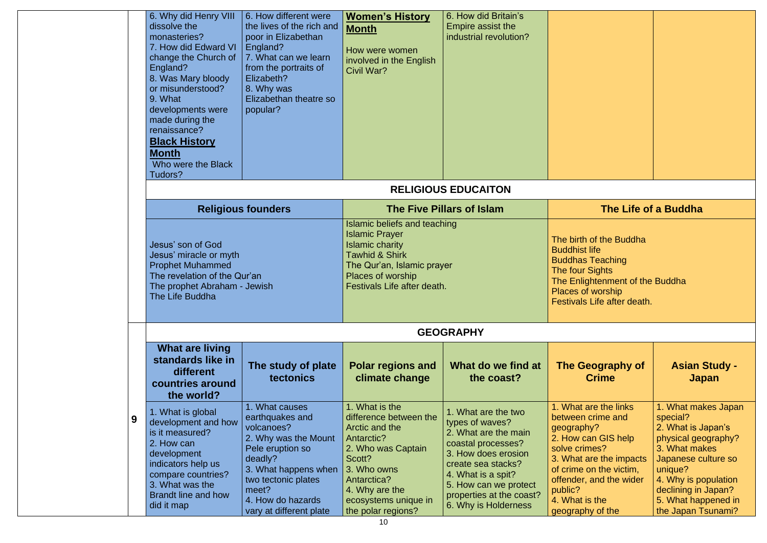| | | | | | | | |
|---|---|---|---|---|---|---|---|
| | | 6. Why did Henry VIII dissolve the monasteries?<br>7. How did Edward VI change the Church of England?<br>8. Was Mary bloody or misunderstood?<br>9. What developments were made during the renaissance?<br>**Black History Month**<br>Who were the Black Tudors? | 6. How different were the lives of the rich and poor in Elizabethan England?<br>7. What can we learn from the portraits of Elizabeth?<br>8. Why was Elizabethan theatre so popular? | **Women's History Month**<br><br>How were women involved in the English Civil War? | 6. How did Britain's Empire assist the industrial revolution? | | |
| | | **RELIGIOUS EDUCAITON** | | | | | |
| | | **Religious founders** | | **The Five Pillars of Islam** | | **The Life of a Buddha** | |
| | | Jesus' son of God<br>Jesus' miracle or myth<br>Prophet Muhammed<br>The revelation of the Qur'an<br>The prophet Abraham - Jewish<br>The Life Buddha | | Islamic beliefs and teaching<br>Islamic Prayer<br>Islamic charity<br>Tawhid & Shirk<br>The Qur'an, Islamic prayer<br>Places of worship<br>Festivals Life after death. | | The birth of the Buddha<br>Buddhist life<br>Buddhas Teaching<br>The four Sights<br>The Enlightenment of the Buddha<br>Places of worship<br>Festivals Life after death. | |
| | 9 | **GEOGRAPHY** | | | | | |
| | | **What are living standards like in different countries around the world?** | **The study of plate tectonics** | **Polar regions and climate change** | **What do we find at the coast?** | **The Geography of Crime** | **Asian Study - Japan** |
| | | 1. What is global development and how is it measured?<br>2. How can development indicators help us compare countries?<br>3. What was the Brandt line and how did it map | 1. What causes earthquakes and volcanoes?<br>2. Why was the Mount Pele eruption so deadly?<br>3. What happens when two tectonic plates meet?<br>4. How do hazards vary at different plate | 1. What is the difference between the Arctic and the Antarctic?<br>2. Who was Captain Scott?<br>3. Who owns Antarctica?<br>4. Why are the ecosystems unique in the polar regions? | 1. What are the two types of waves?<br>2. What are the main coastal processes?<br>3. How does erosion create sea stacks?<br>4. What is a spit?<br>5. How can we protect properties at the coast?<br>6. Why is Holderness | 1. What are the links between crime and geography?<br>2. How can GIS help solve crimes?<br>3. What are the impacts of crime on the victim, offender, and the wider public?<br>4. What is the geography of the | 1. What makes Japan special?<br>2. What is Japan's physical geography?<br>3. What makes Japanese culture so unique?<br>4. Why is population declining in Japan?<br>5. What happened in the Japan Tsunami? |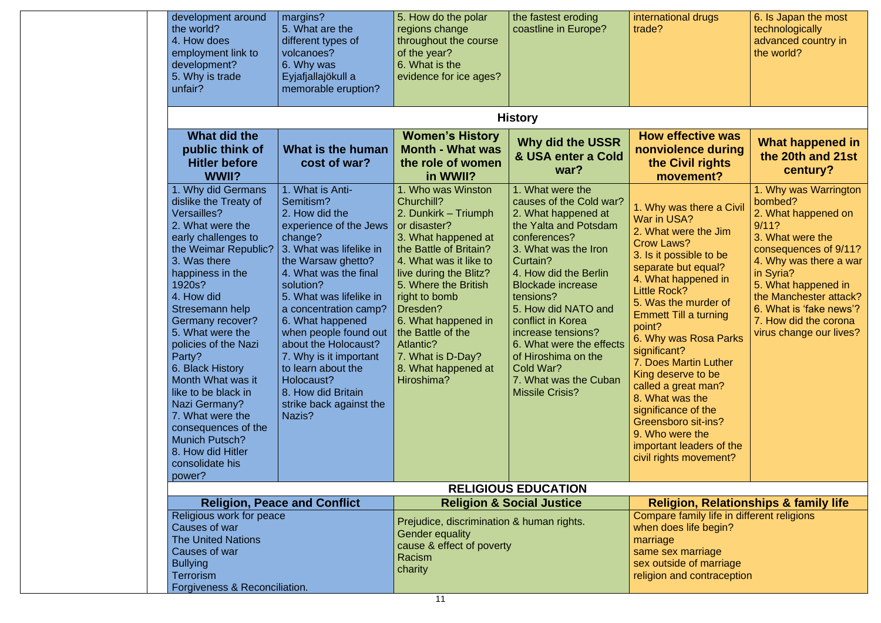| | | | | | |
|---|---|---|---|---|---|
| development around the world?<br>4. How does employment link to development?<br>5. Why is trade unfair? | margins?<br>5. What are the different types of volcanoes?<br>6. Why was Eyjafjallajökull a memorable eruption? | 5. How do the polar regions change throughout the course of the year?<br>6. What is the evidence for ice ages? | the fastest eroding coastline in Europe? | international drugs trade? | 6. Is Japan the most technologically advanced country in the world? |

**History**

| What did the public think of Hitler before WWII? | What is the human cost of war? | Women's History Month - What was the role of women in WWII? | Why did the USSR & USA enter a Cold war? | How effective was nonviolence during the Civil rights movement? | What happened in the 20th and 21st century? |
|---|---|---|---|---|---|
| 1. Why did Germans dislike the Treaty of Versailles?<br>2. What were the early challenges to the Weimar Republic?<br>3. Was there happiness in the 1920s?<br>4. How did Stresemann help Germany recover?<br>5. What were the policies of the Nazi Party?<br>6. Black History Month What was it like to be black in Nazi Germany?<br>7. What were the consequences of the Munich Putsch?<br>8. How did Hitler consolidate his power? | 1. What is Anti-Semitism?<br>2. How did the experience of the Jews change?<br>3. What was lifelike in the Warsaw ghetto?<br>4. What was the final solution?<br>5. What was lifelike in a concentration camp?<br>6. What happened when people found out about the Holocaust?<br>7. Why is it important to learn about the Holocaust?<br>8. How did Britain strike back against the Nazis? | 1. Who was Winston Churchill?<br>2. Dunkirk – Triumph or disaster?<br>3. What happened at the Battle of Britain?<br>4. What was it like to live during the Blitz?<br>5. Where the British right to bomb Dresden?<br>6. What happened in the Battle of the Atlantic?<br>7. What is D-Day?<br>8. What happened at Hiroshima? | 1. What were the causes of the Cold war?<br>2. What happened at the Yalta and Potsdam conferences?<br>3. What was the Iron Curtain?<br>4. How did the Berlin Blockade increase tensions?<br>5. How did NATO and conflict in Korea increase tensions?<br>6. What were the effects of Hiroshima on the Cold War?<br>7. What was the Cuban Missile Crisis? | 1. Why was there a Civil War in USA?<br>2. What were the Jim Crow Laws?<br>3. Is it possible to be separate but equal?<br>4. What happened in Little Rock?<br>5. Was the murder of Emmett Till a turning point?<br>6. Why was Rosa Parks significant?<br>7. Does Martin Luther King deserve to be called a great man?<br>8. What was the significance of the Greensboro sit-ins?<br>9. Who were the important leaders of the civil rights movement? | 1. Why was Warrington bombed?<br>2. What happened on 9/11?<br>3. What were the consequences of 9/11?<br>4. Why was there a war in Syria?<br>5. What happened in the Manchester attack?<br>6. What is 'fake news'?<br>7. How did the corona virus change our lives? |

**RELIGIOUS EDUCATION**

| Religion, Peace and Conflict | Religion & Social Justice | Religion, Relationships & family life |
|---|---|---|
| Religious work for peace<br>Causes of war<br>The United Nations<br>Causes of war<br>Bullying<br>Terrorism<br>Forgiveness & Reconciliation. | Prejudice, discrimination & human rights.<br>Gender equality<br>cause & effect of poverty<br>Racism<br>charity | Compare family life in different religions<br>when does life begin?<br>marriage<br>same sex marriage<br>sex outside of marriage<br>religion and contraception |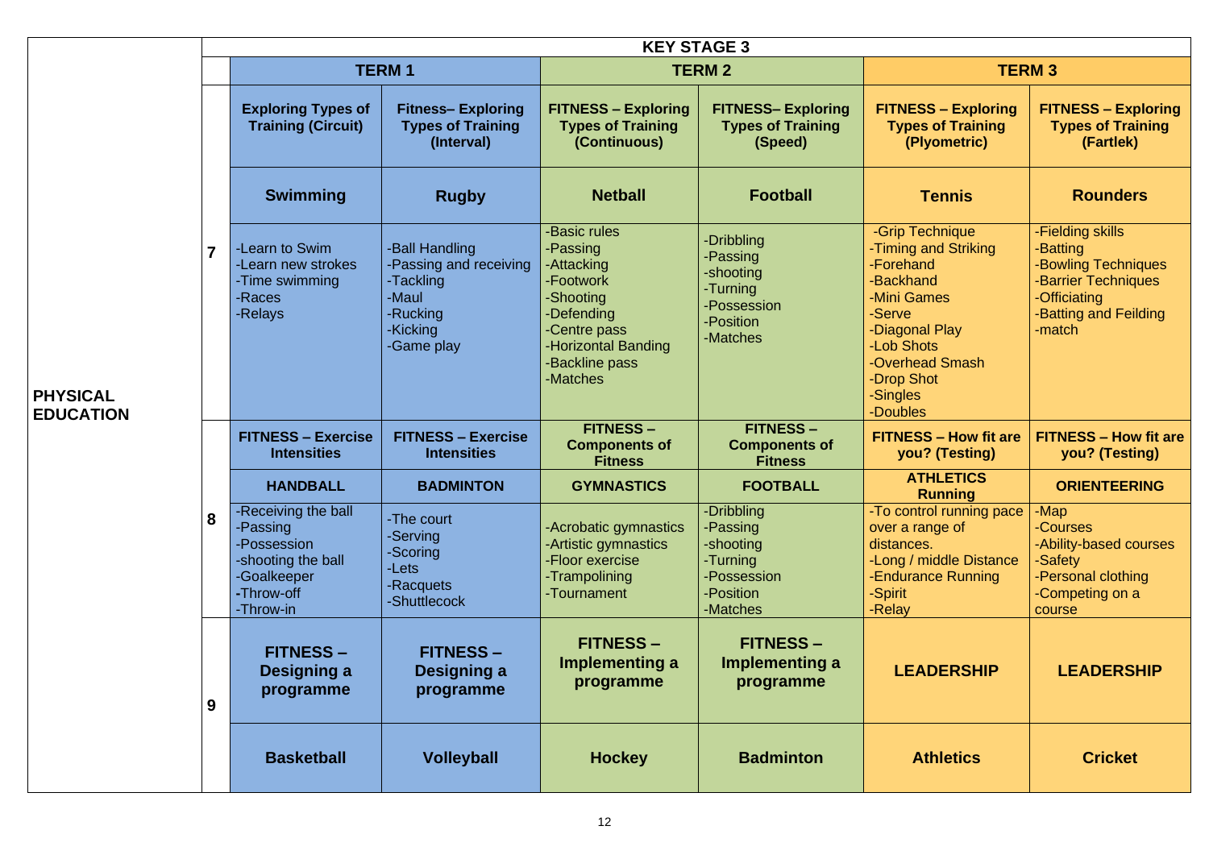| PHYSICAL EDUCATION | KEY STAGE 3 | | | | | | |
|---|---|---|---|---|---|---|---|
| | | TERM 1 | | TERM 2 | | TERM 3 | |
| | 7 | **Exploring Types of Training (Circuit)** | **Fitness– Exploring Types of Training (Interval)** | **FITNESS – Exploring Types of Training (Continuous)** | **FITNESS– Exploring Types of Training (Speed)** | **FITNESS – Exploring Types of Training (Plyometric)** | **FITNESS – Exploring Types of Training (Fartlek)** |
| | | **Swimming** | **Rugby** | **Netball** | **Football** | **Tennis** | **Rounders** |
| | | -Learn to Swim<br>-Learn new strokes<br>-Time swimming<br>-Races<br>-Relays | -Ball Handling<br>-Passing and receiving<br>-Tackling<br>-Maul<br>-Rucking<br>-Kicking<br>-Game play | -Basic rules<br>-Passing<br>-Attacking<br>-Footwork<br>-Shooting<br>-Defending<br>-Centre pass<br>-Horizontal Banding<br>-Backline pass<br>-Matches | -Dribbling<br>-Passing<br>-shooting<br>-Turning<br>-Possession<br>-Position<br>-Matches | -Grip Technique<br>-Timing and Striking<br>-Forehand<br>-Backhand<br>-Mini Games<br>-Serve<br>-Diagonal Play<br>-Lob Shots<br>-Overhead Smash<br>-Drop Shot<br>-Singles<br>-Doubles | -Fielding skills<br>-Batting<br>-Bowling Techniques<br>-Barrier Techniques<br>-Officiating<br>-Batting and Feilding<br>-match |
| | 8 | **FITNESS – Exercise Intensities** | **FITNESS – Exercise Intensities** | **FITNESS – Components of Fitness** | **FITNESS – Components of Fitness** | **FITNESS – How fit are you? (Testing)** | **FITNESS – How fit are you? (Testing)** |
| | | **HANDBALL** | **BADMINTON** | **GYMNASTICS** | **FOOTBALL** | **ATHLETICS Running** | **ORIENTEERING** |
| | | -Receiving the ball<br>-Passing<br>-Possession<br>-shooting the ball<br>-Goalkeeper<br>-Throw-off<br>-Throw-in | -The court<br>-Serving<br>-Scoring<br>-Lets<br>-Racquets<br>-Shuttlecock | -Acrobatic gymnastics<br>-Artistic gymnastics<br>-Floor exercise<br>-Trampolining<br>-Tournament | -Dribbling<br>-Passing<br>-shooting<br>-Turning<br>-Possession<br>-Position<br>-Matches | -To control running pace over a range of distances.<br>-Long / middle Distance<br>-Endurance Running<br>-Spirit<br>-Relay | -Map<br>-Courses<br>-Ability-based courses<br>-Safety<br>-Personal clothing<br>-Competing on a course |
| | 9 | **FITNESS – Designing a programme** | **FITNESS – Designing a programme** | **FITNESS – Implementing a programme** | **FITNESS – Implementing a programme** | **LEADERSHIP** | **LEADERSHIP** |
| | | **Basketball** | **Volleyball** | **Hockey** | **Badminton** | **Athletics** | **Cricket** |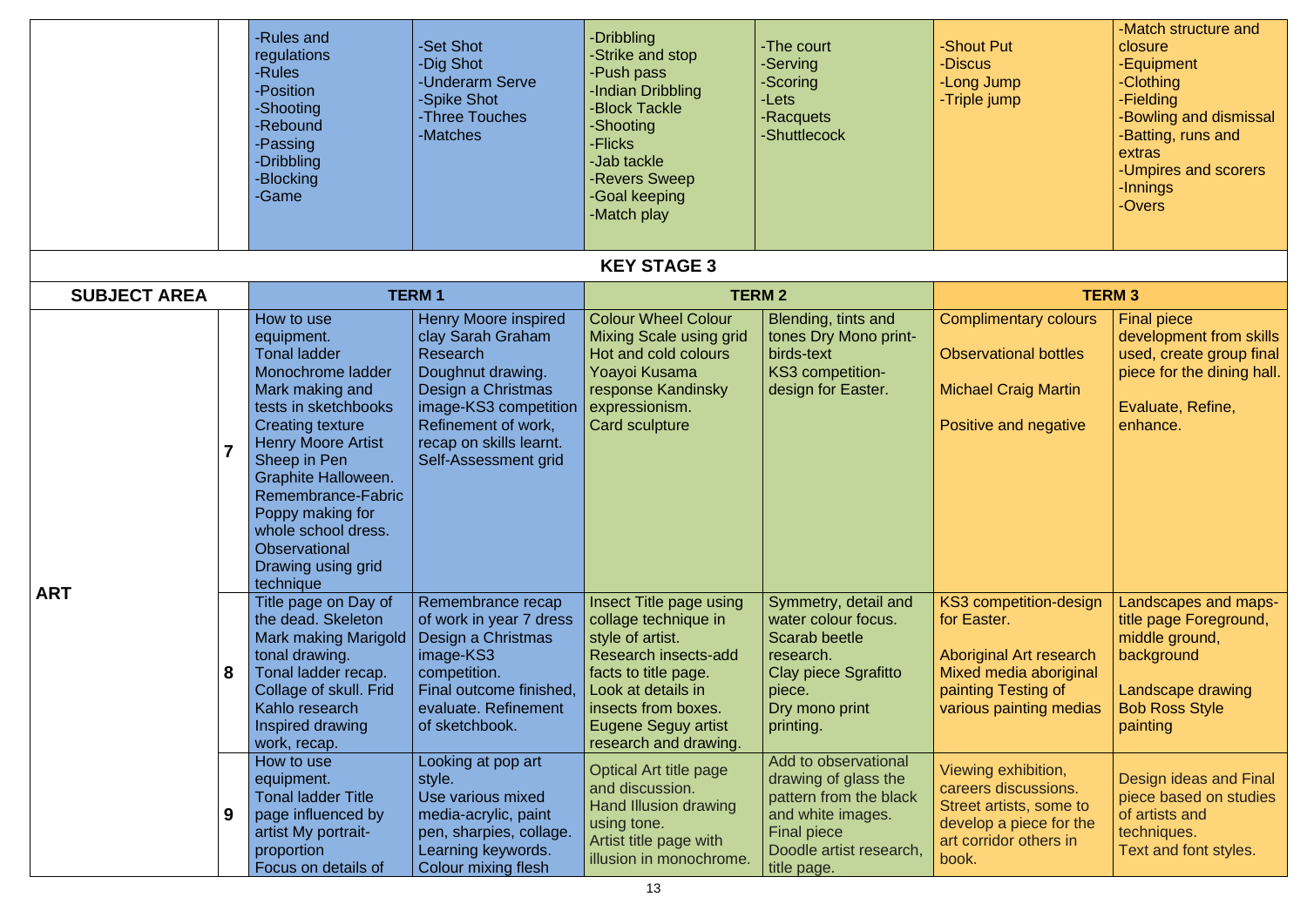| | | | | | | | |
|---|---|---|---|---|---|---|---|
| | | -Rules and regulations<br>-Rules<br>-Position<br>-Shooting<br>-Rebound<br>-Passing<br>-Dribbling<br>-Blocking<br>-Game | -Set Shot<br>-Dig Shot<br>-Underarm Serve<br>-Spike Shot<br>-Three Touches<br>-Matches | -Dribbling<br>-Strike and stop<br>-Push pass<br>-Indian Dribbling<br>-Block Tackle<br>-Shooting<br>-Flicks<br>-Jab tackle<br>-Revers Sweep<br>-Goal keeping<br>-Match play | -The court<br>-Serving<br>-Scoring<br>-Lets<br>-Racquets<br>-Shuttlecock | -Shout Put<br>-Discus<br>-Long Jump<br>-Triple jump | -Match structure and closure<br>-Equipment<br>-Clothing<br>-Fielding<br>-Bowling and dismissal<br>-Batting, runs and extras<br>-Umpires and scorers<br>-Innings<br>-Overs |

## KEY STAGE 3

| SUBJECT AREA | | TERM 1 | | TERM 2 | | TERM 3 | |
|---|---|---|---|---|---|---|---|
| ART | 7 | How to use equipment.<br>Tonal ladder<br>Monochrome ladder<br>Mark making and tests in sketchbooks<br>Creating texture<br>Henry Moore Artist<br>Sheep in Pen<br>Graphite Halloween.<br>Remembrance-Fabric Poppy making for whole school dress.<br>Observational Drawing using grid technique | Henry Moore inspired clay Sarah Graham Research<br>Doughnut drawing.<br>Design a Christmas image-KS3 competition<br>Refinement of work, recap on skills learnt.<br>Self-Assessment grid | Colour Wheel Colour Mixing Scale using grid<br>Hot and cold colours<br>Yoayoi Kusama response Kandinsky expressionism.<br>Card sculpture | Blending, tints and tones Dry Mono print-birds-text<br>KS3 competition-design for Easter. | Complimentary colours<br><br>Observational bottles<br><br>Michael Craig Martin<br><br>Positive and negative | Final piece development from skills used, create group final piece for the dining hall.<br><br>Evaluate, Refine, enhance. |
| | 8 | Title page on Day of the dead. Skeleton<br>Mark making Marigold tonal drawing.<br>Tonal ladder recap.<br>Collage of skull. Frid Kahlo research<br>Inspired drawing work, recap. | Remembrance recap of work in year 7 dress<br>Design a Christmas image-KS3 competition.<br>Final outcome finished, evaluate. Refinement of sketchbook. | Insect Title page using collage technique in style of artist.<br>Research insects-add facts to title page.<br>Look at details in insects from boxes.<br>Eugene Seguy artist research and drawing. | Symmetry, detail and water colour focus.<br>Scarab beetle research.<br>Clay piece Sgrafitto piece.<br>Dry mono print printing. | KS3 competition-design for Easter.<br><br>Aboriginal Art research<br>Mixed media aboriginal painting Testing of various painting medias | Landscapes and maps-title page Foreground, middle ground, background<br><br>Landscape drawing<br>Bob Ross Style painting |
| | 9 | How to use equipment.<br>Tonal ladder Title page influenced by artist My portrait-proportion<br>Focus on details of | Looking at pop art style.<br>Use various mixed media-acrylic, paint pen, sharpies, collage.<br>Learning keywords.<br>Colour mixing flesh | Optical Art title page and discussion.<br>Hand Illusion drawing using tone.<br>Artist title page with illusion in monochrome. | Add to observational drawing of glass the pattern from the black and white images.<br>Final piece<br>Doodle artist research, title page. | Viewing exhibition, careers discussions.<br>Street artists, some to develop a piece for the art corridor others in book. | Design ideas and Final piece based on studies of artists and techniques.<br>Text and font styles. |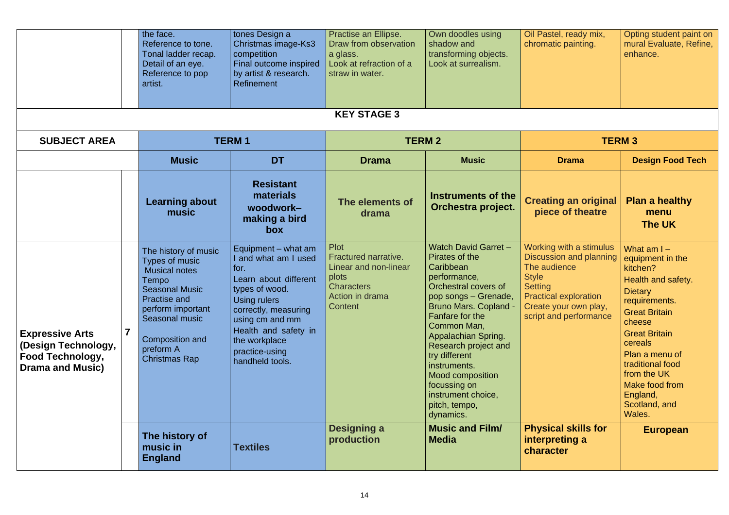| | | | | | | | |
|---|---|---|---|---|---|---|---|
| | | the face.<br>Reference to tone.<br>Tonal ladder recap.<br>Detail of an eye.<br>Reference to pop artist. | tones Design a Christmas image-Ks3 competition<br>Final outcome inspired by artist & research.<br>Refinement | Practise an Ellipse.<br>Draw from observation a glass.<br>Look at refraction of a straw in water. | Own doodles using shadow and transforming objects.<br>Look at surrealism. | Oil Pastel, ready mix, chromatic painting. | Opting student paint on mural Evaluate, Refine, enhance. |

## KEY STAGE 3

| SUBJECT AREA | | TERM 1 | | TERM 2 | | TERM 3 | |
|---|---|---|---|---|---|---|---|
| | | **Music** | **DT** | **Drama** | **Music** | **Drama** | **Design Food Tech** |
| | | **Learning about music** | **Resistant materials woodwork– making a bird box** | **The elements of drama** | **Instruments of the Orchestra project.** | **Creating an original piece of theatre** | **Plan a healthy menu**<br>**The UK** |
| **Expressive Arts (Design Technology, Food Technology, Drama and Music)** | **7** | The history of music<br>Types of music<br>Musical notes<br>Tempo<br>Seasonal Music<br>Practise and perform important Seasonal music<br>Composition and preform A Christmas Rap | Equipment – what am I and what am I used for.<br>Learn about different types of wood.<br>Using rulers correctly, measuring using cm and mm<br>Health and safety in the workplace<br>practice-using handheld tools. | Plot<br>Fractured narrative.<br>Linear and non-linear plots<br>Characters<br>Action in drama<br>Content | Watch David Garret – Pirates of the Caribbean performance,<br>Orchestral covers of pop songs – Grenade, Bruno Mars. Copland - Fanfare for the Common Man, Appalachian Spring.<br>Research project and try different instruments.<br>Mood composition focussing on instrument choice, pitch, tempo, dynamics. | Working with a stimulus<br>Discussion and planning<br>The audience<br>Style<br>Setting<br>Practical exploration<br>Create your own play, script and performance | What am I – equipment in the kitchen?<br>Health and safety.<br>Dietary requirements.<br>Great Britain cheese<br>Great Britain cereals<br>Plan a menu of traditional food from the UK<br>Make food from England, Scotland, and Wales. |
| | | **The history of music in England** | **Textiles** | **Designing a production** | **Music and Film/ Media** | **Physical skills for interpreting a character** | **European** |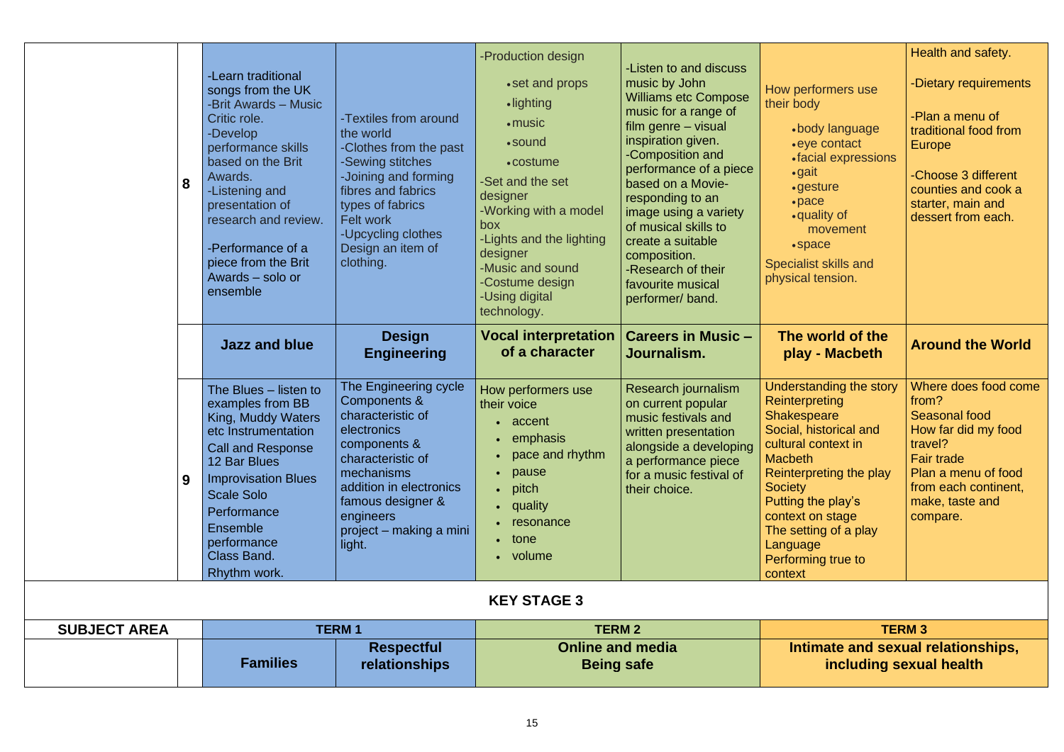| | | | | | | | |
|---|---|---|---|---|---|---|---|
| | 8 | -Learn traditional songs from the UK<br>-Brit Awards – Music Critic role.<br>-Develop performance skills based on the Brit Awards.<br>-Listening and presentation of research and review.<br><br>-Performance of a piece from the Brit Awards – solo or ensemble | -Textiles from around the world<br>-Clothes from the past<br>-Sewing stitches<br>-Joining and forming fibres and fabrics types of fabrics<br>Felt work<br>-Upcycling clothes<br>Design an item of clothing. | -Production design<br>• set and props<br>• lighting<br>• music<br>• sound<br>• costume<br>-Set and the set designer<br>-Working with a model box<br>-Lights and the lighting designer<br>-Music and sound<br>-Costume design<br>-Using digital technology. | -Listen to and discuss music by John Williams etc Compose music for a range of film genre – visual inspiration given.<br>-Composition and performance of a piece based on a Movie-responding to an image using a variety of musical skills to create a suitable composition.<br>-Research of their favourite musical performer/ band. | How performers use their body<br>• body language<br>• eye contact<br>• facial expressions<br>• gait<br>• gesture<br>• pace<br>• quality of movement<br>• space<br>Specialist skills and physical tension. | Health and safety.<br><br>-Dietary requirements<br><br>-Plan a menu of traditional food from Europe<br><br>-Choose 3 different counties and cook a starter, main and dessert from each. |
| | | **Jazz and blue** | **Design Engineering** | **Vocal interpretation of a character** | **Careers in Music – Journalism.** | **The world of the play - Macbeth** | **Around the World** |
| | 9 | The Blues – listen to examples from BB King, Muddy Waters etc Instrumentation<br>Call and Response<br>12 Bar Blues<br>Improvisation Blues<br>Scale Solo<br>Performance<br>Ensemble performance<br>Class Band.<br>Rhythm work. | The Engineering cycle<br>Components & characteristic of electronics<br>components & characteristic of mechanisms<br>addition in electronics<br>famous designer & engineers<br>project – making a mini light. | How performers use their voice<br>• accent<br>• emphasis<br>• pace and rhythm<br>• pause<br>• pitch<br>• quality<br>• resonance<br>• tone<br>• volume | Research journalism on current popular music festivals and written presentation alongside a developing a performance piece for a music festival of their choice. | Understanding the story<br>Reinterpreting Shakespeare<br>Social, historical and cultural context in Macbeth<br>Reinterpreting the play Society<br>Putting the play's context on stage<br>The setting of a play<br>Language<br>Performing true to context | Where does food come from?<br>Seasonal food<br>How far did my food travel?<br>Fair trade<br>Plan a menu of food from each continent, make, taste and compare. |

**KEY STAGE 3**

| **SUBJECT AREA** | | **TERM 1** | | **TERM 2** | | **TERM 3** | |
|---|---|---|---|---|---|---|---|
| | | **Families** | **Respectful relationships** | **Online and media Being safe** | | **Intimate and sexual relationships, including sexual health** | |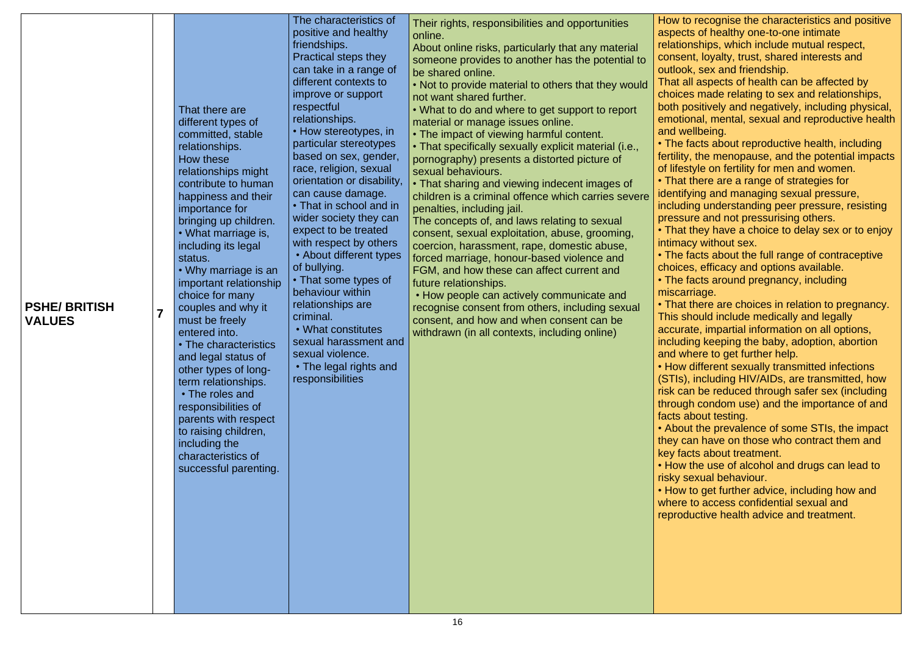| PSHE/ BRITISH VALUES | 7 | That there are different types of committed, stable relationships.<br>How these relationships might contribute to human happiness and their importance for bringing up children.<br>• What marriage is, including its legal status.<br>• Why marriage is an important relationship choice for many couples and why it must be freely entered into.<br>• The characteristics and legal status of other types of long-term relationships.<br>• The roles and responsibilities of parents with respect to raising children, including the characteristics of successful parenting. | The characteristics of positive and healthy friendships.<br>Practical steps they can take in a range of different contexts to improve or support respectful relationships.<br>• How stereotypes, in particular stereotypes based on sex, gender, race, religion, sexual orientation or disability, can cause damage.<br>• That in school and in wider society they can expect to be treated with respect by others<br>• About different types of bullying.<br>• That some types of behaviour within relationships are criminal.<br>• What constitutes sexual harassment and sexual violence.<br>• The legal rights and responsibilities | Their rights, responsibilities and opportunities online.<br>About online risks, particularly that any material someone provides to another has the potential to be shared online.<br>• Not to provide material to others that they would not want shared further.<br>• What to do and where to get support to report material or manage issues online.<br>• The impact of viewing harmful content.<br>• That specifically sexually explicit material (i.e., pornography) presents a distorted picture of sexual behaviours.<br>• That sharing and viewing indecent images of children is a criminal offence which carries severe penalties, including jail.<br>The concepts of, and laws relating to sexual consent, sexual exploitation, abuse, grooming, coercion, harassment, rape, domestic abuse, forced marriage, honour-based violence and FGM, and how these can affect current and future relationships.<br>• How people can actively communicate and recognise consent from others, including sexual consent, and how and when consent can be withdrawn (in all contexts, including online) | How to recognise the characteristics and positive aspects of healthy one-to-one intimate relationships, which include mutual respect, consent, loyalty, trust, shared interests and outlook, sex and friendship.<br>That all aspects of health can be affected by choices made relating to sex and relationships, both positively and negatively, including physical, emotional, mental, sexual and reproductive health and wellbeing.<br>• The facts about reproductive health, including fertility, the menopause, and the potential impacts of lifestyle on fertility for men and women.<br>• That there are a range of strategies for identifying and managing sexual pressure, including understanding peer pressure, resisting pressure and not pressurising others.<br>• That they have a choice to delay sex or to enjoy intimacy without sex.<br>• The facts about the full range of contraceptive choices, efficacy and options available.<br>• The facts around pregnancy, including miscarriage.<br>• That there are choices in relation to pregnancy. This should include medically and legally accurate, impartial information on all options, including keeping the baby, adoption, abortion and where to get further help.<br>• How different sexually transmitted infections (STIs), including HIV/AIDs, are transmitted, how risk can be reduced through safer sex (including through condom use) and the importance of and facts about testing.<br>• About the prevalence of some STIs, the impact they can have on those who contract them and key facts about treatment.<br>• How the use of alcohol and drugs can lead to risky sexual behaviour.<br>• How to get further advice, including how and where to access confidential sexual and reproductive health advice and treatment. |
|---|---|---|---|---|---|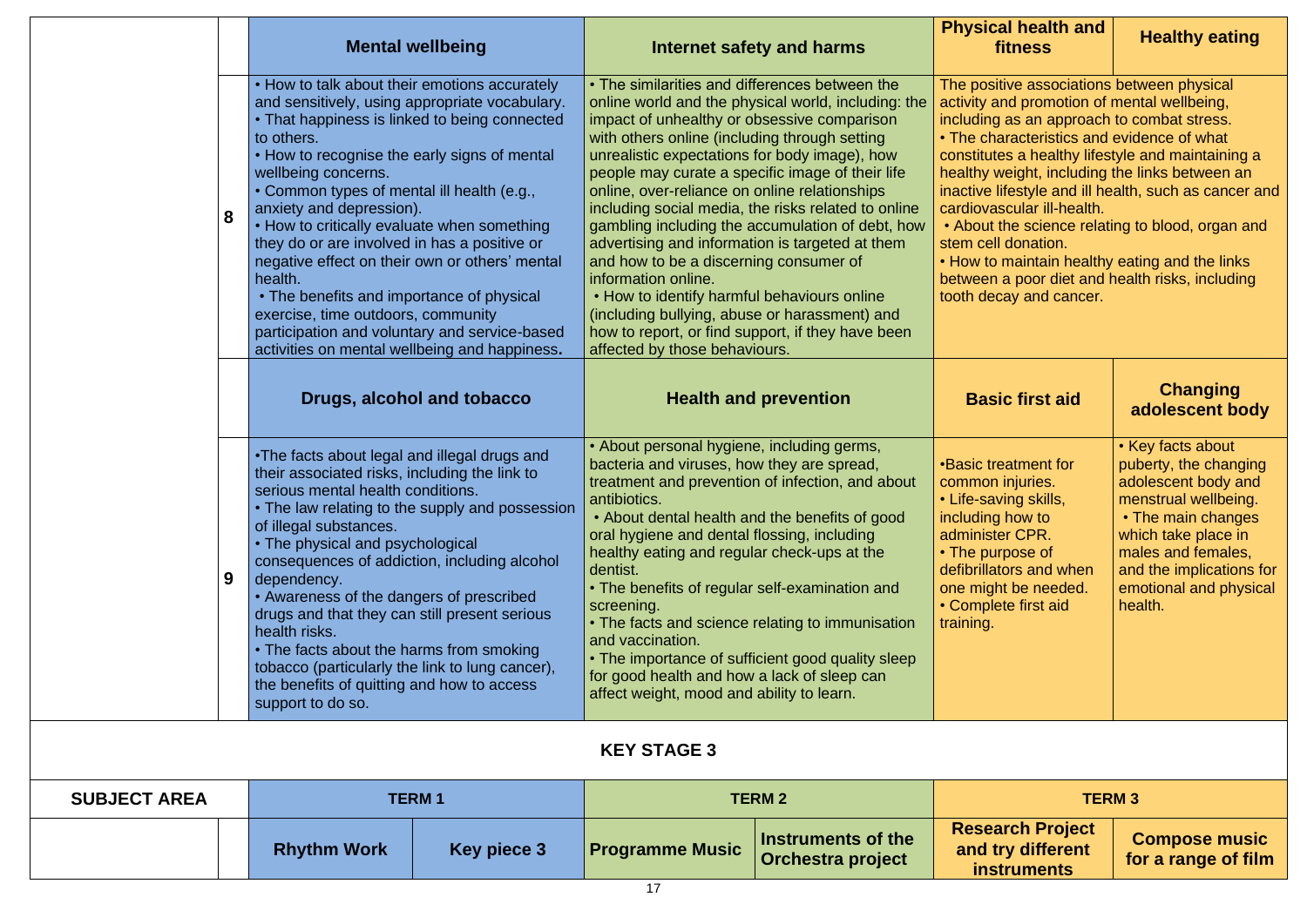| | | Mental wellbeing | Internet safety and harms | Physical health and fitness | Healthy eating |
|---|---|---|---|---|---|
| | 8 | • How to talk about their emotions accurately and sensitively, using appropriate vocabulary.<br>• That happiness is linked to being connected to others.<br>• How to recognise the early signs of mental wellbeing concerns.<br>• Common types of mental ill health (e.g., anxiety and depression).<br>• How to critically evaluate when something they do or are involved in has a positive or negative effect on their own or others' mental health.<br>• The benefits and importance of physical exercise, time outdoors, community participation and voluntary and service-based activities on mental wellbeing and happiness. | • The similarities and differences between the online world and the physical world, including: the impact of unhealthy or obsessive comparison with others online (including through setting unrealistic expectations for body image), how people may curate a specific image of their life online, over-reliance on online relationships including social media, the risks related to online gambling including the accumulation of debt, how advertising and information is targeted at them and how to be a discerning consumer of information online.<br>• How to identify harmful behaviours online (including bullying, abuse or harassment) and how to report, or find support, if they have been affected by those behaviours. | The positive associations between physical activity and promotion of mental wellbeing, including as an approach to combat stress.<br>• The characteristics and evidence of what constitutes a healthy lifestyle and maintaining a healthy weight, including the links between an inactive lifestyle and ill health, such as cancer and cardiovascular ill-health.<br>• About the science relating to blood, organ and stem cell donation.<br>• How to maintain healthy eating and the links between a poor diet and health risks, including tooth decay and cancer. | |
| | | **Drugs, alcohol and tobacco** | **Health and prevention** | **Basic first aid** | **Changing adolescent body** |
| | 9 | •The facts about legal and illegal drugs and their associated risks, including the link to serious mental health conditions.<br>• The law relating to the supply and possession of illegal substances.<br>• The physical and psychological consequences of addiction, including alcohol dependency.<br>• Awareness of the dangers of prescribed drugs and that they can still present serious health risks.<br>• The facts about the harms from smoking tobacco (particularly the link to lung cancer), the benefits of quitting and how to access support to do so. | • About personal hygiene, including germs, bacteria and viruses, how they are spread, treatment and prevention of infection, and about antibiotics.<br>• About dental health and the benefits of good oral hygiene and dental flossing, including healthy eating and regular check-ups at the dentist.<br>• The benefits of regular self-examination and screening.<br>• The facts and science relating to immunisation and vaccination.<br>• The importance of sufficient good quality sleep for good health and how a lack of sleep can affect weight, mood and ability to learn. | •Basic treatment for common injuries.<br>• Life-saving skills, including how to administer CPR.<br>• The purpose of defibrillators and when one might be needed.<br>• Complete first aid training. | • Key facts about puberty, the changing adolescent body and menstrual wellbeing.<br>• The main changes which take place in males and females, and the implications for emotional and physical health. |

## KEY STAGE 3

| SUBJECT AREA | | TERM 1 | | TERM 2 | | TERM 3 | |
|---|---|---|---|---|---|---|---|
| | | **Rhythm Work** | **Key piece 3** | **Programme Music** | **Instruments of the Orchestra project** | **Research Project and try different instruments** | **Compose music for a range of film** |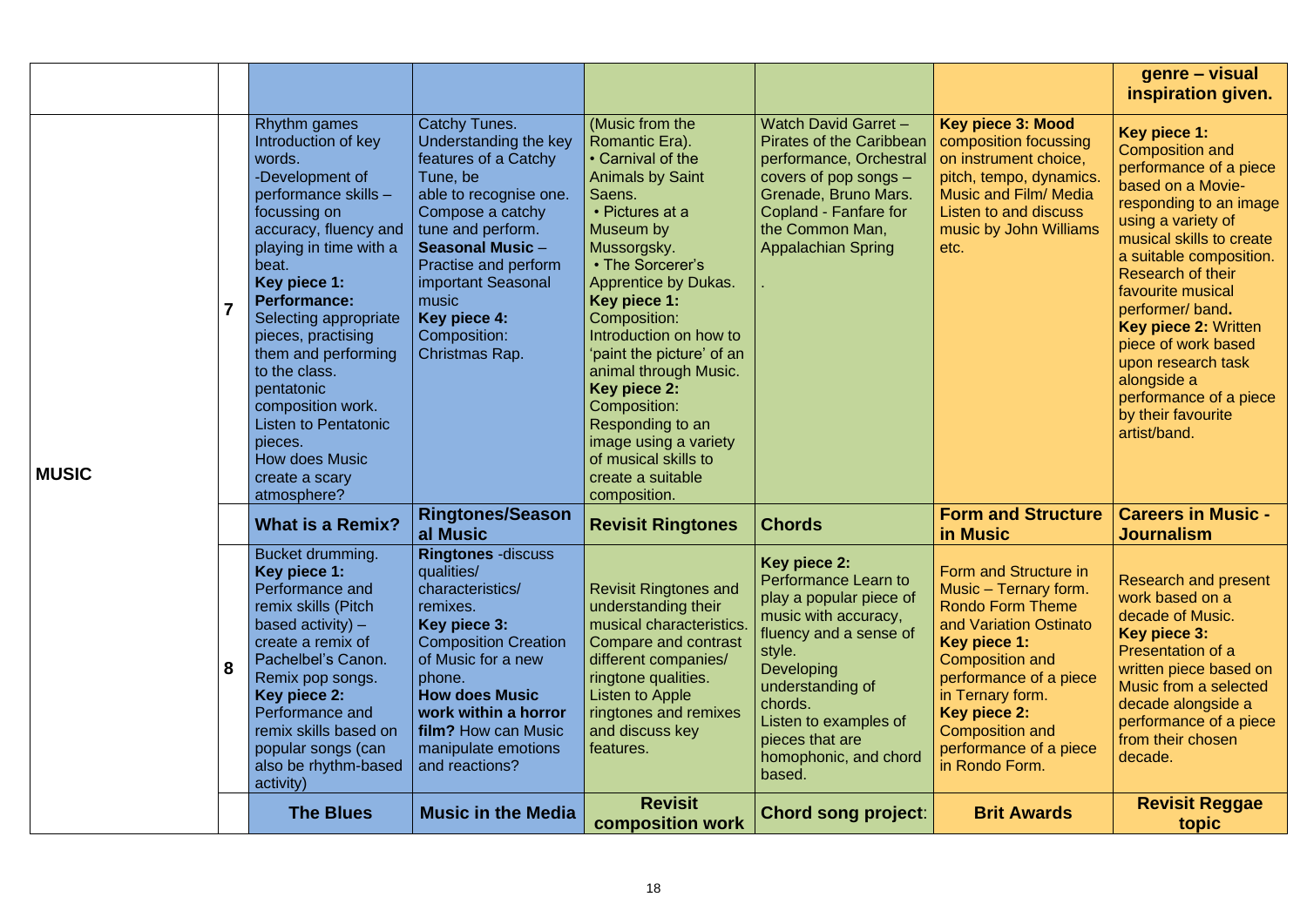| | | | | | | | genre – visual inspiration given. |
|---|---|---|---|---|---|---|---|
| **MUSIC** | **7** | Rhythm games Introduction of key words. -Development of performance skills – focussing on accuracy, fluency and playing in time with a beat. **Key piece 1: Performance:** Selecting appropriate pieces, practising them and performing to the class. pentatonic composition work. Listen to Pentatonic pieces. How does Music create a scary atmosphere? | Catchy Tunes. Understanding the key features of a Catchy Tune, be able to recognise one. Compose a catchy tune and perform. **Seasonal Music** – Practise and perform important Seasonal music **Key piece 4:** Composition: Christmas Rap. | (Music from the Romantic Era). • Carnival of the Animals by Saint Saens. • Pictures at a Museum by Mussorgsky. • The Sorcerer's Apprentice by Dukas. **Key piece 1:** Composition: Introduction on how to 'paint the picture' of an animal through Music. **Key piece 2:** Composition: Responding to an image using a variety of musical skills to create a suitable composition. | Watch David Garret – Pirates of the Caribbean performance, Orchestral covers of pop songs – Grenade, Bruno Mars. Copland - Fanfare for the Common Man, Appalachian Spring . | **Key piece 3: Mood** composition focussing on instrument choice, pitch, tempo, dynamics. Music and Film/ Media Listen to and discuss music by John Williams etc. | **Key piece 1:** Composition and performance of a piece based on a Movie-responding to an image using a variety of musical skills to create a suitable composition. Research of their favourite musical performer/ band**.** **Key piece 2:** Written piece of work based upon research task alongside a performance of a piece by their favourite artist/band. |
| | | **What is a Remix?** | **Ringtones/Seasonal Music** | **Revisit Ringtones** | **Chords** | **Form and Structure in Music** | **Careers in Music - Journalism** |
| | **8** | Bucket drumming. **Key piece 1:** Performance and remix skills (Pitch based activity) – create a remix of Pachelbel's Canon. Remix pop songs. **Key piece 2:** Performance and remix skills based on popular songs (can also be rhythm-based activity) | **Ringtones** -discuss qualities/ characteristics/ remixes. **Key piece 3:** Composition Creation of Music for a new phone. **How does Music work within a horror film?** How can Music manipulate emotions and reactions? | Revisit Ringtones and understanding their musical characteristics. Compare and contrast different companies/ ringtone qualities. Listen to Apple ringtones and remixes and discuss key features. | **Key piece 2:** Performance Learn to play a popular piece of music with accuracy, fluency and a sense of style. Developing understanding of chords. Listen to examples of pieces that are homophonic, and chord based. | Form and Structure in Music – Ternary form. Rondo Form Theme and Variation Ostinato **Key piece 1:** Composition and performance of a piece in Ternary form. **Key piece 2:** Composition and performance of a piece in Rondo Form. | Research and present work based on a decade of Music. **Key piece 3:** Presentation of a written piece based on Music from a selected decade alongside a performance of a piece from their chosen decade. |
| | | **The Blues** | **Music in the Media** | **Revisit composition work** | **Chord song project**: | **Brit Awards** | **Revisit Reggae topic** |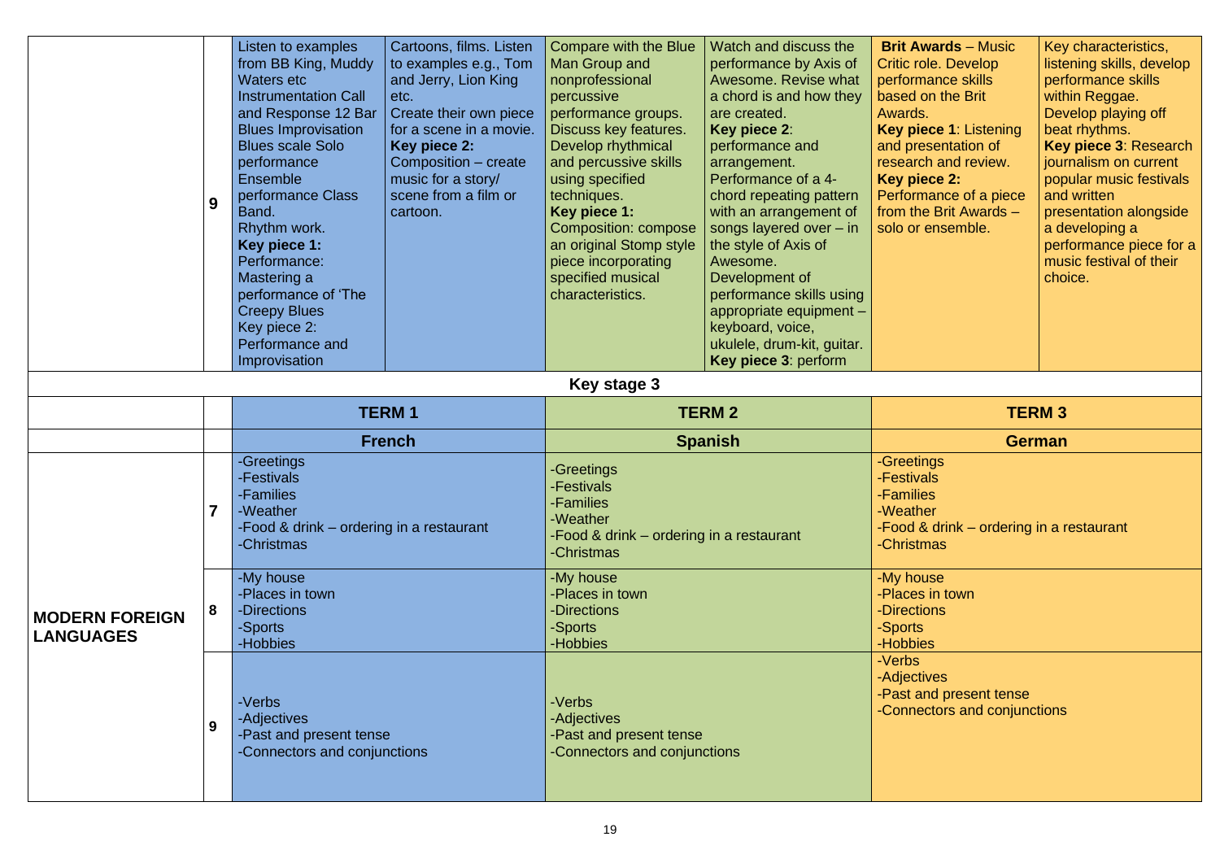| | | | | | | | |
|---|---|---|---|---|---|---|---|
| | 9 | Listen to examples from BB King, Muddy Waters etc Instrumentation Call and Response 12 Bar Blues Improvisation Blues scale Solo performance Ensemble performance Class Band. Rhythm work. **Key piece 1:** Performance: Mastering a performance of 'The Creepy Blues Key piece 2: Performance and Improvisation | Cartoons, films. Listen to examples e.g., Tom and Jerry, Lion King etc. Create their own piece for a scene in a movie. **Key piece 2:** Composition – create music for a story/ scene from a film or cartoon. | Compare with the Blue Man Group and nonprofessional percussive performance groups. Discuss key features. Develop rhythmical and percussive skills using specified techniques. **Key piece 1:** Composition: compose an original Stomp style piece incorporating specified musical characteristics. | Watch and discuss the performance by Axis of Awesome. Revise what a chord is and how they are created. **Key piece 2**: performance and arrangement. Performance of a 4-chord repeating pattern with an arrangement of songs layered over – in the style of Axis of Awesome. Development of performance skills using appropriate equipment – keyboard, voice, ukulele, drum-kit, guitar. **Key piece 3**: perform | **Brit Awards** – Music Critic role. Develop performance skills based on the Brit Awards. **Key piece 1**: Listening and presentation of research and review. **Key piece 2:** Performance of a piece from the Brit Awards – solo or ensemble. | Key characteristics, listening skills, develop performance skills within Reggae. Develop playing off beat rhythms. **Key piece 3**: Research journalism on current popular music festivals and written presentation alongside a developing a performance piece for a music festival of their choice. |

**Key stage 3**

| | | TERM 1 | TERM 2 | TERM 3 |
|---|---|---|---|---|
| | | **French** | **Spanish** | **German** |
| **MODERN FOREIGN LANGUAGES** | 7 | -Greetings<br>-Festivals<br>-Families<br>-Weather<br>-Food & drink – ordering in a restaurant<br>-Christmas | -Greetings<br>-Festivals<br>-Families<br>-Weather<br>-Food & drink – ordering in a restaurant<br>-Christmas | -Greetings<br>-Festivals<br>-Families<br>-Weather<br>-Food & drink – ordering in a restaurant<br>-Christmas |
| | 8 | -My house<br>-Places in town<br>-Directions<br>-Sports<br>-Hobbies | -My house<br>-Places in town<br>-Directions<br>-Sports<br>-Hobbies | -My house<br>-Places in town<br>-Directions<br>-Sports<br>-Hobbies |
| | 9 | -Verbs<br>-Adjectives<br>-Past and present tense<br>-Connectors and conjunctions | -Verbs<br>-Adjectives<br>-Past and present tense<br>-Connectors and conjunctions | -Verbs<br>-Adjectives<br>-Past and present tense<br>-Connectors and conjunctions |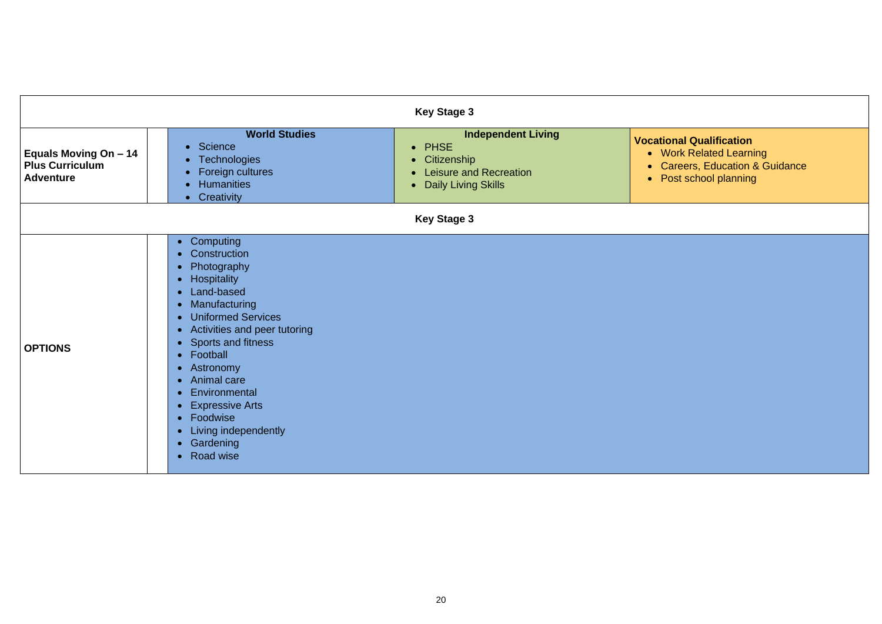| Key Stage 3 | | | | |
|---|---|---|---|---|
| **Equals Moving On – 14 Plus Curriculum Adventure** | | **World Studies**<br>• Science<br>• Technologies<br>• Foreign cultures<br>• Humanities<br>• Creativity | **Independent Living**<br>• PHSE<br>• Citizenship<br>• Leisure and Recreation<br>• Daily Living Skills | **Vocational Qualification**<br>• Work Related Learning<br>• Careers, Education & Guidance<br>• Post school planning |
| **Key Stage 3** | | | | |
| **OPTIONS** | | • Computing<br>• Construction<br>• Photography<br>• Hospitality<br>• Land-based<br>• Manufacturing<br>• Uniformed Services<br>• Activities and peer tutoring<br>• Sports and fitness<br>• Football<br>• Astronomy<br>• Animal care<br>• Environmental<br>• Expressive Arts<br>• Foodwise<br>• Living independently<br>• Gardening<br>• Road wise | | |